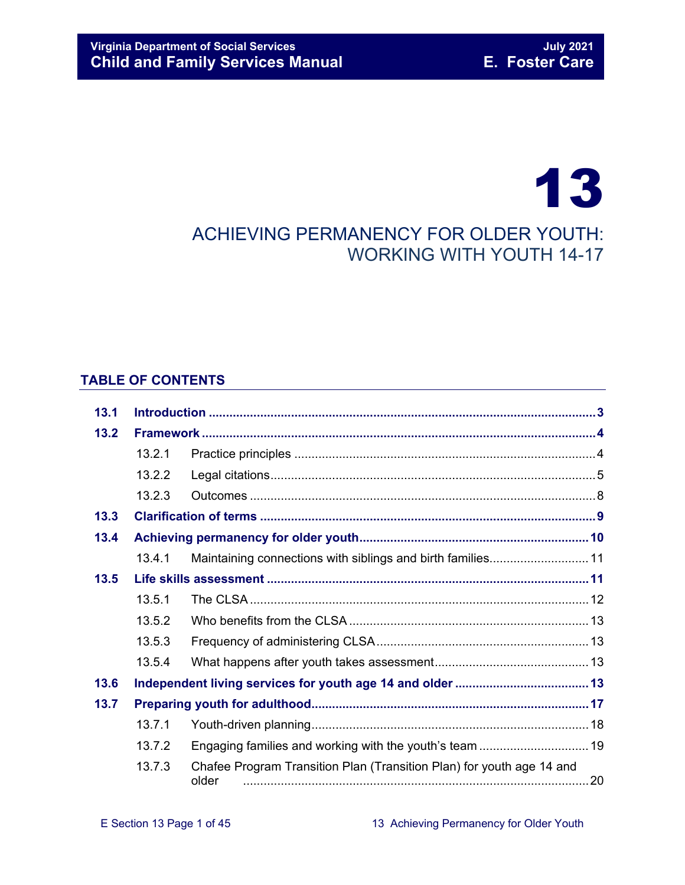# 13

## ACHIEVING PERMANENCY FOR OLDER YOUTH: WORKING WITH YOUTH 14-17

### TABLE OF CONTENTS

| | | |
|---|---|---|
| **13.1** | **Introduction** | **3** |
| **13.2** | **Framework** | **4** |
| 13.2.1 | Practice principles | 4 |
| 13.2.2 | Legal citations | 5 |
| 13.2.3 | Outcomes | 8 |
| **13.3** | **Clarification of terms** | **9** |
| **13.4** | **Achieving permanency for older youth** | **10** |
| 13.4.1 | Maintaining connections with siblings and birth families | 11 |
| **13.5** | **Life skills assessment** | **11** |
| 13.5.1 | The CLSA | 12 |
| 13.5.2 | Who benefits from the CLSA | 13 |
| 13.5.3 | Frequency of administering CLSA | 13 |
| 13.5.4 | What happens after youth takes assessment | 13 |
| **13.6** | **Independent living services for youth age 14 and older** | **13** |
| **13.7** | **Preparing youth for adulthood** | **17** |
| 13.7.1 | Youth-driven planning | 18 |
| 13.7.2 | Engaging families and working with the youth's team | 19 |
| 13.7.3 | Chafee Program Transition Plan (Transition Plan) for youth age 14 and older | 20 |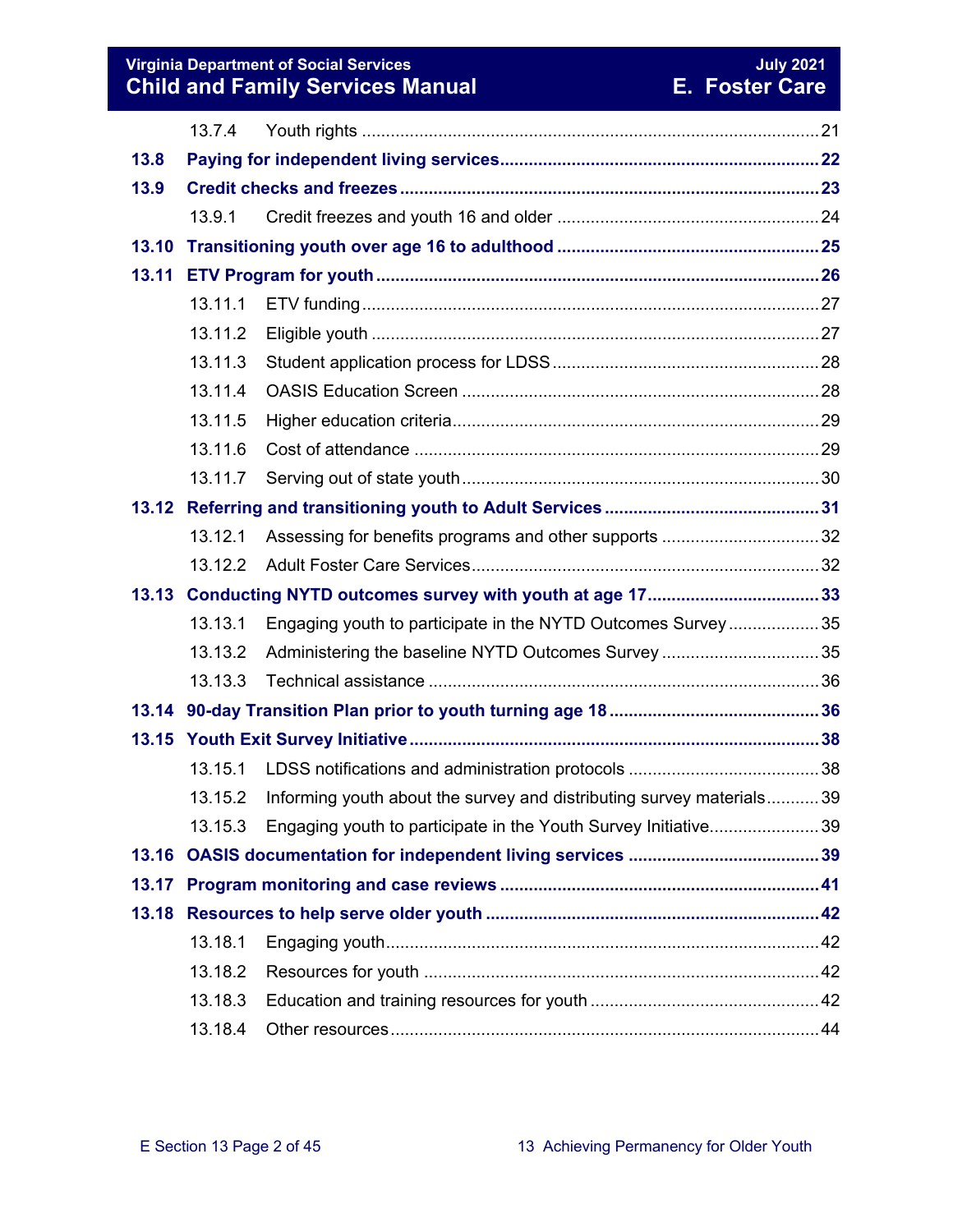| | | |
|---|---|---|
| 13.7.4 | Youth rights | 21 |
| **13.8** | **Paying for independent living services** | **22** |
| **13.9** | **Credit checks and freezes** | **23** |
| 13.9.1 | Credit freezes and youth 16 and older | 24 |
| **13.10** | **Transitioning youth over age 16 to adulthood** | **25** |
| **13.11** | **ETV Program for youth** | **26** |
| 13.11.1 | ETV funding | 27 |
| 13.11.2 | Eligible youth | 27 |
| 13.11.3 | Student application process for LDSS | 28 |
| 13.11.4 | OASIS Education Screen | 28 |
| 13.11.5 | Higher education criteria | 29 |
| 13.11.6 | Cost of attendance | 29 |
| 13.11.7 | Serving out of state youth | 30 |
| **13.12** | **Referring and transitioning youth to Adult Services** | **31** |
| 13.12.1 | Assessing for benefits programs and other supports | 32 |
| 13.12.2 | Adult Foster Care Services | 32 |
| **13.13** | **Conducting NYTD outcomes survey with youth at age 17** | **33** |
| 13.13.1 | Engaging youth to participate in the NYTD Outcomes Survey | 35 |
| 13.13.2 | Administering the baseline NYTD Outcomes Survey | 35 |
| 13.13.3 | Technical assistance | 36 |
| **13.14** | **90-day Transition Plan prior to youth turning age 18** | **36** |
| **13.15** | **Youth Exit Survey Initiative** | **38** |
| 13.15.1 | LDSS notifications and administration protocols | 38 |
| 13.15.2 | Informing youth about the survey and distributing survey materials | 39 |
| 13.15.3 | Engaging youth to participate in the Youth Survey Initiative | 39 |
| **13.16** | **OASIS documentation for independent living services** | **39** |
| **13.17** | **Program monitoring and case reviews** | **41** |
| **13.18** | **Resources to help serve older youth** | **42** |
| 13.18.1 | Engaging youth | 42 |
| 13.18.2 | Resources for youth | 42 |
| 13.18.3 | Education and training resources for youth | 42 |
| 13.18.4 | Other resources | 44 |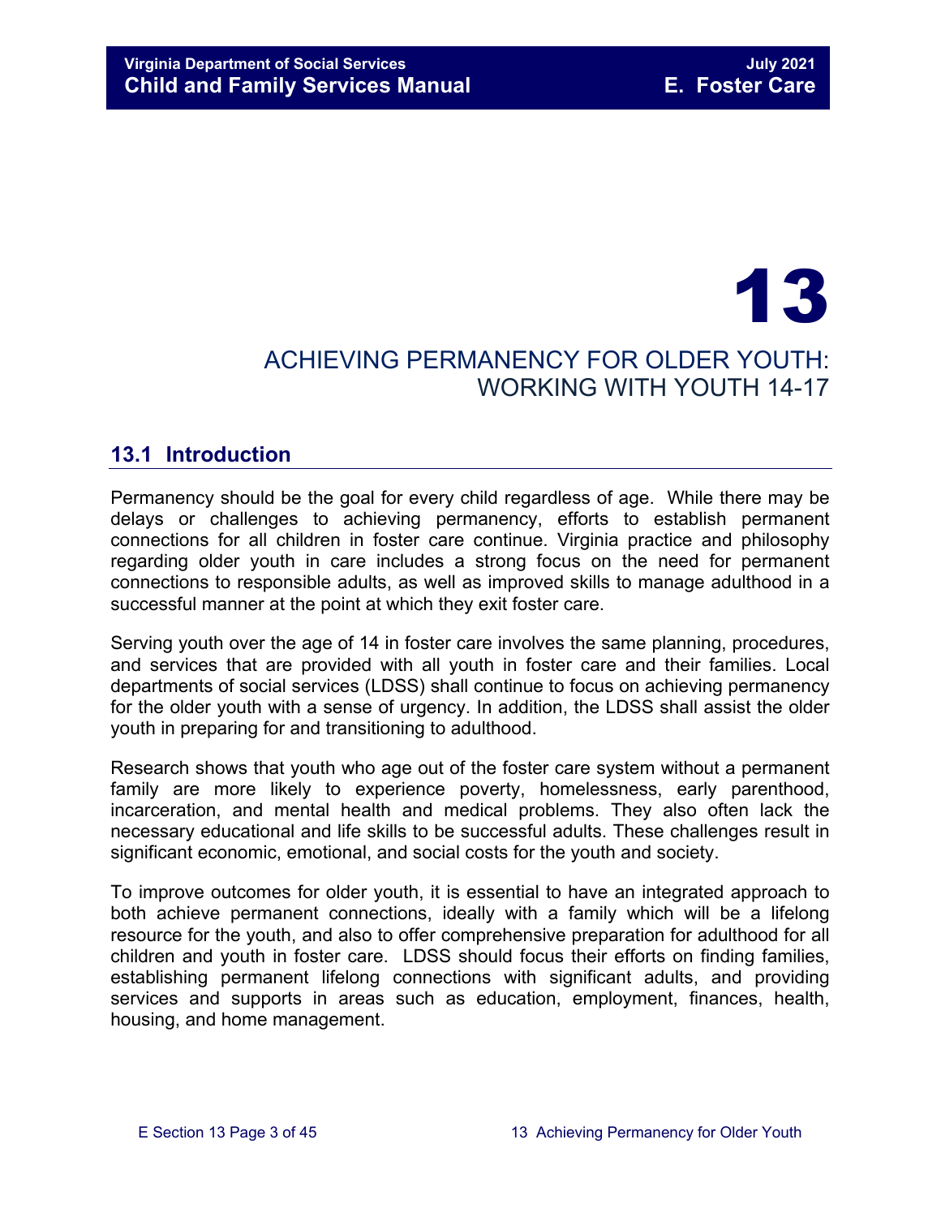# 13

# ACHIEVING PERMANENCY FOR OLDER YOUTH: WORKING WITH YOUTH 14-17

## 13.1 Introduction

Permanency should be the goal for every child regardless of age. While there may be delays or challenges to achieving permanency, efforts to establish permanent connections for all children in foster care continue. Virginia practice and philosophy regarding older youth in care includes a strong focus on the need for permanent connections to responsible adults, as well as improved skills to manage adulthood in a successful manner at the point at which they exit foster care.

Serving youth over the age of 14 in foster care involves the same planning, procedures, and services that are provided with all youth in foster care and their families. Local departments of social services (LDSS) shall continue to focus on achieving permanency for the older youth with a sense of urgency. In addition, the LDSS shall assist the older youth in preparing for and transitioning to adulthood.

Research shows that youth who age out of the foster care system without a permanent family are more likely to experience poverty, homelessness, early parenthood, incarceration, and mental health and medical problems. They also often lack the necessary educational and life skills to be successful adults. These challenges result in significant economic, emotional, and social costs for the youth and society.

To improve outcomes for older youth, it is essential to have an integrated approach to both achieve permanent connections, ideally with a family which will be a lifelong resource for the youth, and also to offer comprehensive preparation for adulthood for all children and youth in foster care. LDSS should focus their efforts on finding families, establishing permanent lifelong connections with significant adults, and providing services and supports in areas such as education, employment, finances, health, housing, and home management.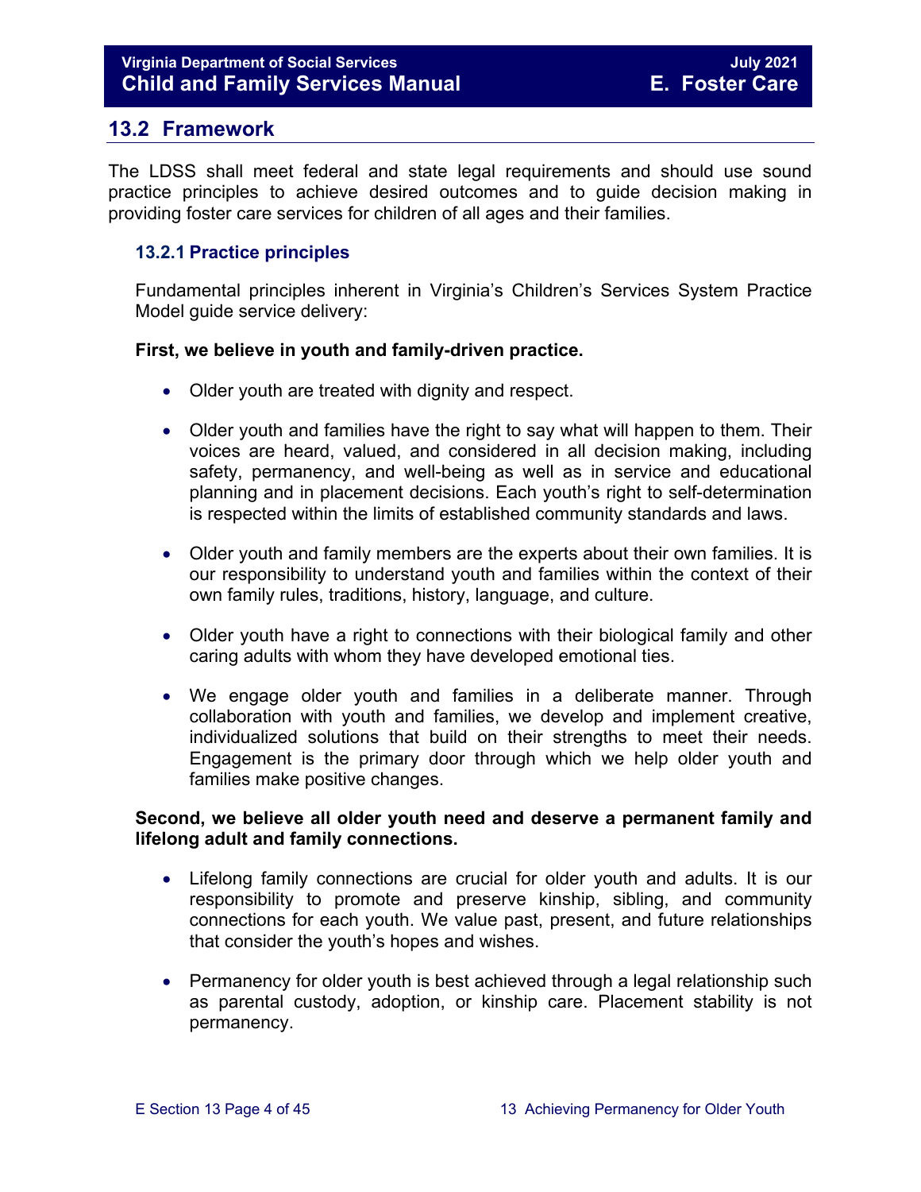## 13.2 Framework

The LDSS shall meet federal and state legal requirements and should use sound practice principles to achieve desired outcomes and to guide decision making in providing foster care services for children of all ages and their families.

### 13.2.1 Practice principles

Fundamental principles inherent in Virginia's Children's Services System Practice Model guide service delivery:

**First, we believe in youth and family-driven practice.**

- Older youth are treated with dignity and respect.
- Older youth and families have the right to say what will happen to them. Their voices are heard, valued, and considered in all decision making, including safety, permanency, and well-being as well as in service and educational planning and in placement decisions. Each youth's right to self-determination is respected within the limits of established community standards and laws.
- Older youth and family members are the experts about their own families. It is our responsibility to understand youth and families within the context of their own family rules, traditions, history, language, and culture.
- Older youth have a right to connections with their biological family and other caring adults with whom they have developed emotional ties.
- We engage older youth and families in a deliberate manner. Through collaboration with youth and families, we develop and implement creative, individualized solutions that build on their strengths to meet their needs. Engagement is the primary door through which we help older youth and families make positive changes.

**Second, we believe all older youth need and deserve a permanent family and lifelong adult and family connections.**

- Lifelong family connections are crucial for older youth and adults. It is our responsibility to promote and preserve kinship, sibling, and community connections for each youth. We value past, present, and future relationships that consider the youth's hopes and wishes.
- Permanency for older youth is best achieved through a legal relationship such as parental custody, adoption, or kinship care. Placement stability is not permanency.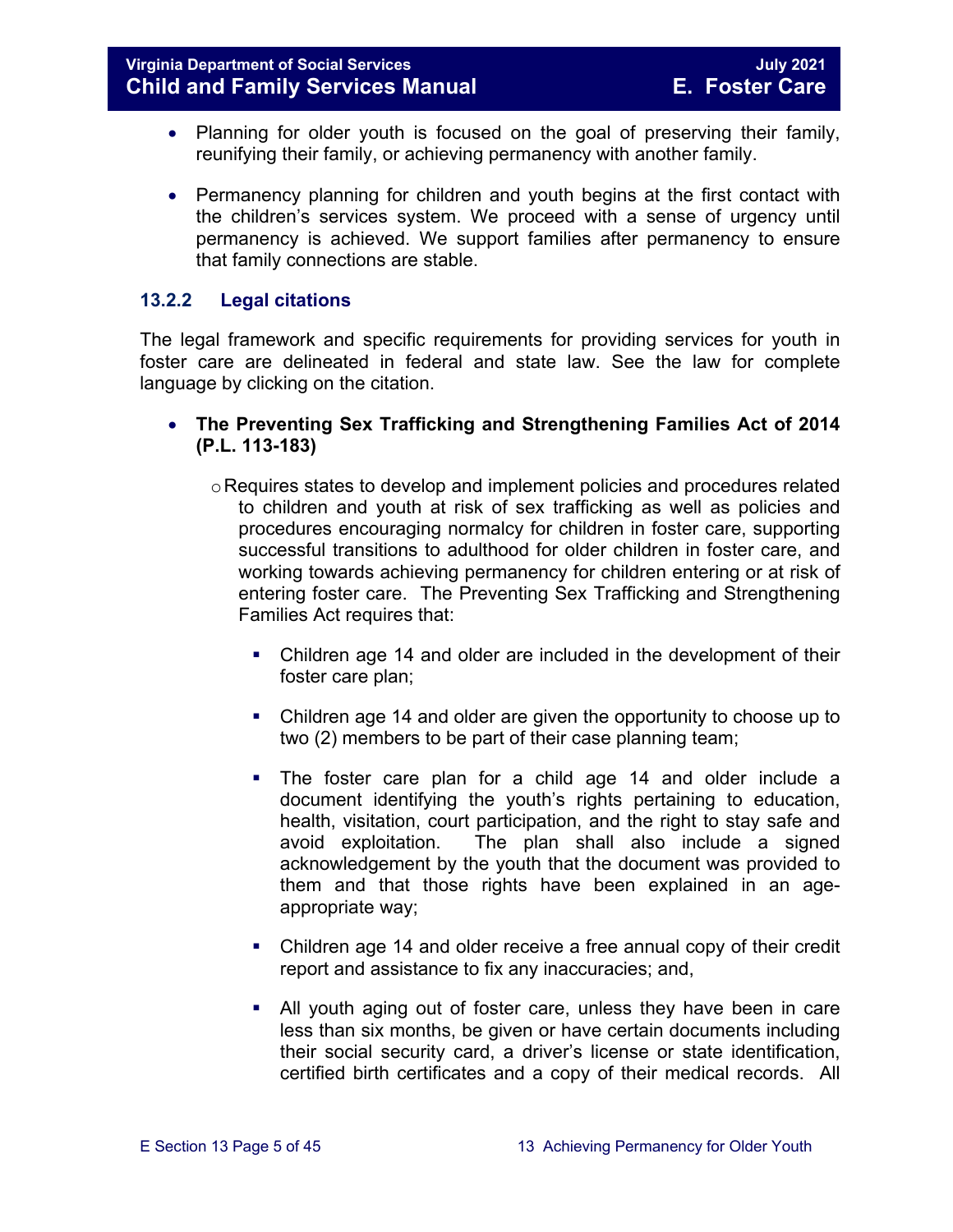- Planning for older youth is focused on the goal of preserving their family, reunifying their family, or achieving permanency with another family.

- Permanency planning for children and youth begins at the first contact with the children's services system. We proceed with a sense of urgency until permanency is achieved. We support families after permanency to ensure that family connections are stable.

### 13.2.2 Legal citations

The legal framework and specific requirements for providing services for youth in foster care are delineated in federal and state law. See the law for complete language by clicking on the citation.

- **The Preventing Sex Trafficking and Strengthening Families Act of 2014 (P.L. 113-183)**

  - Requires states to develop and implement policies and procedures related to children and youth at risk of sex trafficking as well as policies and procedures encouraging normalcy for children in foster care, supporting successful transitions to adulthood for older children in foster care, and working towards achieving permanency for children entering or at risk of entering foster care. The Preventing Sex Trafficking and Strengthening Families Act requires that:

    - Children age 14 and older are included in the development of their foster care plan;

    - Children age 14 and older are given the opportunity to choose up to two (2) members to be part of their case planning team;

    - The foster care plan for a child age 14 and older include a document identifying the youth's rights pertaining to education, health, visitation, court participation, and the right to stay safe and avoid exploitation. The plan shall also include a signed acknowledgement by the youth that the document was provided to them and that those rights have been explained in an age-appropriate way;

    - Children age 14 and older receive a free annual copy of their credit report and assistance to fix any inaccuracies; and,

    - All youth aging out of foster care, unless they have been in care less than six months, be given or have certain documents including their social security card, a driver's license or state identification, certified birth certificates and a copy of their medical records. All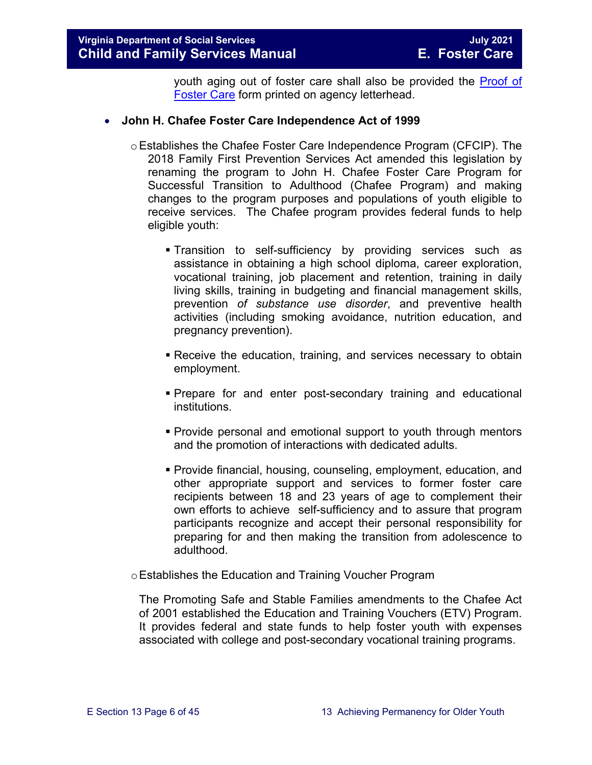youth aging out of foster care shall also be provided the [Proof of Foster Care] form printed on agency letterhead.

- **John H. Chafee Foster Care Independence Act of 1999**
  - Establishes the Chafee Foster Care Independence Program (CFCIP). The 2018 Family First Prevention Services Act amended this legislation by renaming the program to John H. Chafee Foster Care Program for Successful Transition to Adulthood (Chafee Program) and making changes to the program purposes and populations of youth eligible to receive services. The Chafee program provides federal funds to help eligible youth:
    - Transition to self-sufficiency by providing services such as assistance in obtaining a high school diploma, career exploration, vocational training, job placement and retention, training in daily living skills, training in budgeting and financial management skills, prevention *of substance use disorder*, and preventive health activities (including smoking avoidance, nutrition education, and pregnancy prevention).
    - Receive the education, training, and services necessary to obtain employment.
    - Prepare for and enter post-secondary training and educational institutions.
    - Provide personal and emotional support to youth through mentors and the promotion of interactions with dedicated adults.
    - Provide financial, housing, counseling, employment, education, and other appropriate support and services to former foster care recipients between 18 and 23 years of age to complement their own efforts to achieve self-sufficiency and to assure that program participants recognize and accept their personal responsibility for preparing for and then making the transition from adolescence to adulthood.
  - Establishes the Education and Training Voucher Program

  The Promoting Safe and Stable Families amendments to the Chafee Act of 2001 established the Education and Training Vouchers (ETV) Program. It provides federal and state funds to help foster youth with expenses associated with college and post-secondary vocational training programs.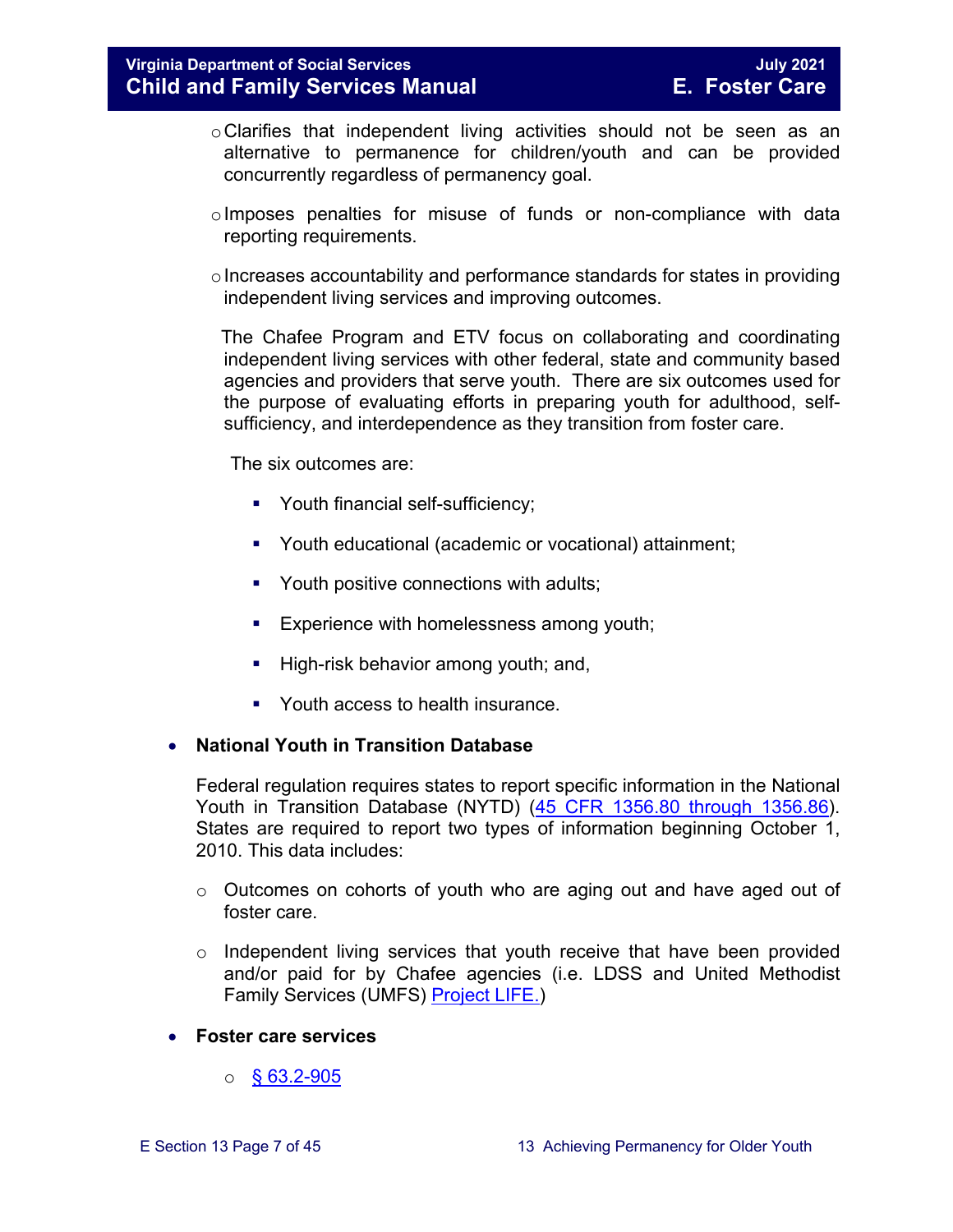- Clarifies that independent living activities should not be seen as an alternative to permanence for children/youth and can be provided concurrently regardless of permanency goal.

- Imposes penalties for misuse of funds or non-compliance with data reporting requirements.

- Increases accountability and performance standards for states in providing independent living services and improving outcomes.

  The Chafee Program and ETV focus on collaborating and coordinating independent living services with other federal, state and community based agencies and providers that serve youth. There are six outcomes used for the purpose of evaluating efforts in preparing youth for adulthood, self-sufficiency, and interdependence as they transition from foster care.

  The six outcomes are:

  - Youth financial self-sufficiency;
  - Youth educational (academic or vocational) attainment;
  - Youth positive connections with adults;
  - Experience with homelessness among youth;
  - High-risk behavior among youth; and,
  - Youth access to health insurance.

- **National Youth in Transition Database**

  Federal regulation requires states to report specific information in the National Youth in Transition Database (NYTD) ([45 CFR 1356.80 through 1356.86](#)). States are required to report two types of information beginning October 1, 2010. This data includes:

  - Outcomes on cohorts of youth who are aging out and have aged out of foster care.
  - Independent living services that youth receive that have been provided and/or paid for by Chafee agencies (i.e. LDSS and United Methodist Family Services (UMFS) [Project LIFE.](#))

- **Foster care services**

  - [§ 63.2-905](#)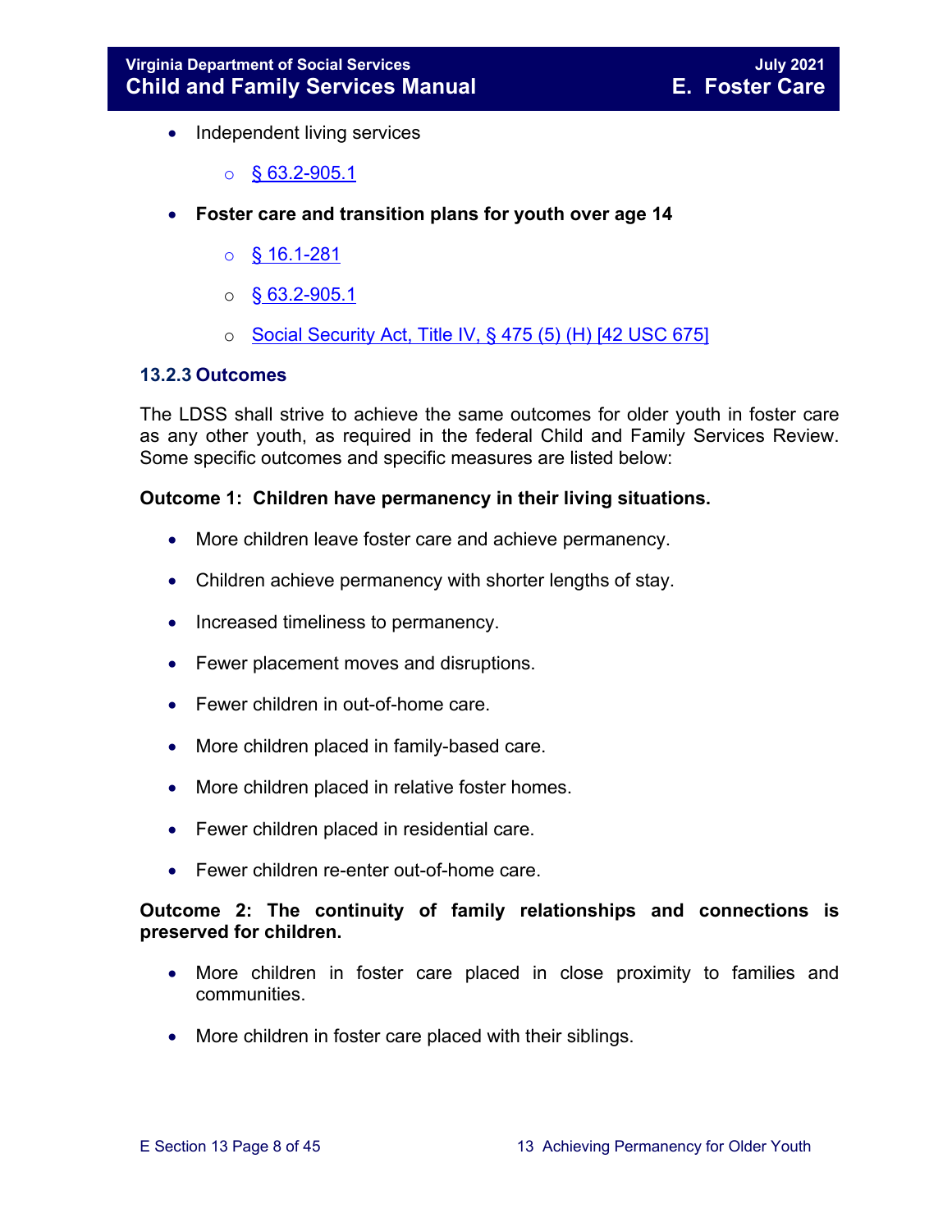- Independent living services
    - [§ 63.2-905.1]
- **Foster care and transition plans for youth over age 14**
    - [§ 16.1-281]
    - [§ 63.2-905.1]
    - [Social Security Act, Title IV, § 475 (5) (H) [42 USC 675]]

### 13.2.3 Outcomes

The LDSS shall strive to achieve the same outcomes for older youth in foster care as any other youth, as required in the federal Child and Family Services Review. Some specific outcomes and specific measures are listed below:

**Outcome 1: Children have permanency in their living situations.**

- More children leave foster care and achieve permanency.
- Children achieve permanency with shorter lengths of stay.
- Increased timeliness to permanency.
- Fewer placement moves and disruptions.
- Fewer children in out-of-home care.
- More children placed in family-based care.
- More children placed in relative foster homes.
- Fewer children placed in residential care.
- Fewer children re-enter out-of-home care.

**Outcome 2: The continuity of family relationships and connections is preserved for children.**

- More children in foster care placed in close proximity to families and communities.
- More children in foster care placed with their siblings.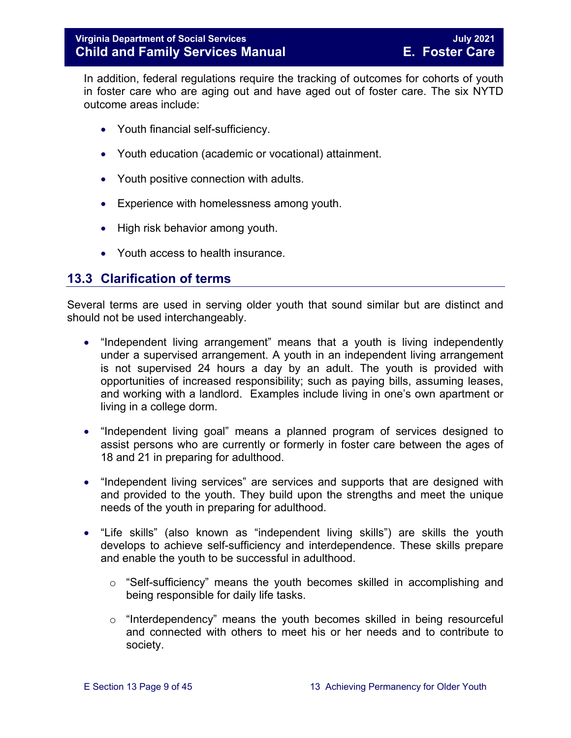In addition, federal regulations require the tracking of outcomes for cohorts of youth in foster care who are aging out and have aged out of foster care. The six NYTD outcome areas include:

- Youth financial self-sufficiency.
- Youth education (academic or vocational) attainment.
- Youth positive connection with adults.
- Experience with homelessness among youth.
- High risk behavior among youth.
- Youth access to health insurance.

## 13.3 Clarification of terms

Several terms are used in serving older youth that sound similar but are distinct and should not be used interchangeably.

- "Independent living arrangement" means that a youth is living independently under a supervised arrangement. A youth in an independent living arrangement is not supervised 24 hours a day by an adult. The youth is provided with opportunities of increased responsibility; such as paying bills, assuming leases, and working with a landlord. Examples include living in one's own apartment or living in a college dorm.
- "Independent living goal" means a planned program of services designed to assist persons who are currently or formerly in foster care between the ages of 18 and 21 in preparing for adulthood.
- "Independent living services" are services and supports that are designed with and provided to the youth. They build upon the strengths and meet the unique needs of the youth in preparing for adulthood.
- "Life skills" (also known as "independent living skills") are skills the youth develops to achieve self-sufficiency and interdependence. These skills prepare and enable the youth to be successful in adulthood.
    - "Self-sufficiency" means the youth becomes skilled in accomplishing and being responsible for daily life tasks.
    - "Interdependency" means the youth becomes skilled in being resourceful and connected with others to meet his or her needs and to contribute to society.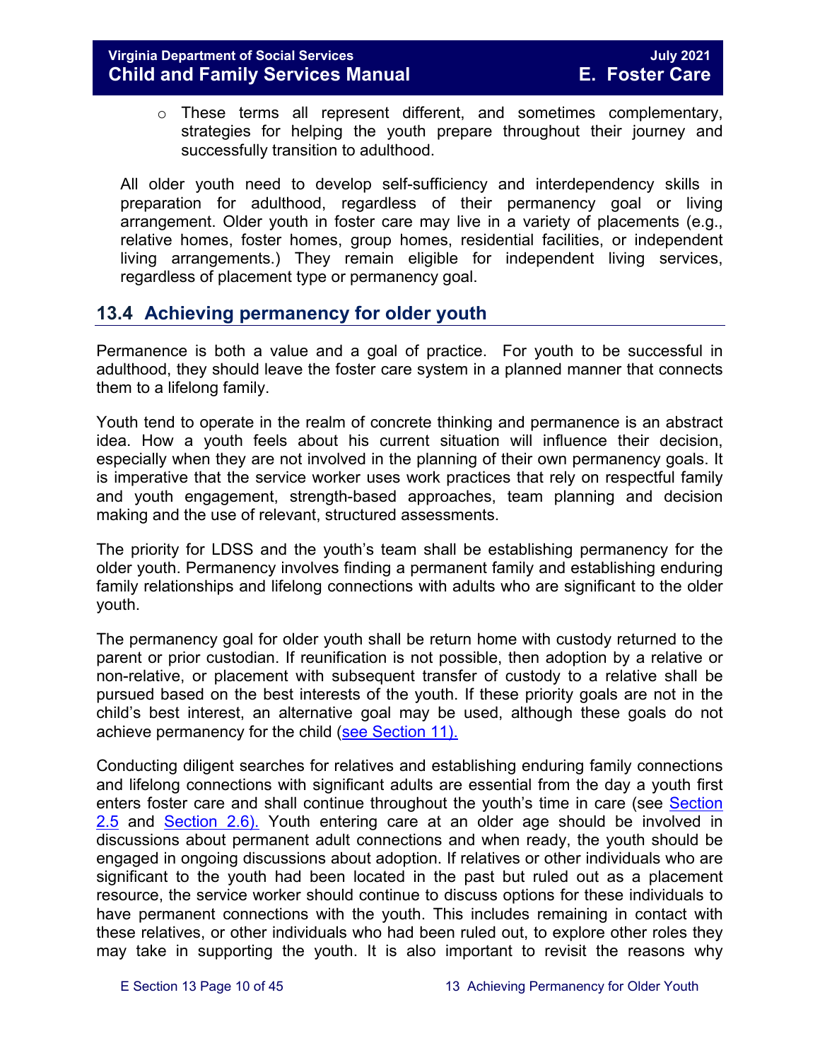- These terms all represent different, and sometimes complementary, strategies for helping the youth prepare throughout their journey and successfully transition to adulthood.

All older youth need to develop self-sufficiency and interdependency skills in preparation for adulthood, regardless of their permanency goal or living arrangement. Older youth in foster care may live in a variety of placements (e.g., relative homes, foster homes, group homes, residential facilities, or independent living arrangements.) They remain eligible for independent living services, regardless of placement type or permanency goal.

## 13.4 Achieving permanency for older youth

Permanence is both a value and a goal of practice. For youth to be successful in adulthood, they should leave the foster care system in a planned manner that connects them to a lifelong family.

Youth tend to operate in the realm of concrete thinking and permanence is an abstract idea. How a youth feels about his current situation will influence their decision, especially when they are not involved in the planning of their own permanency goals. It is imperative that the service worker uses work practices that rely on respectful family and youth engagement, strength-based approaches, team planning and decision making and the use of relevant, structured assessments.

The priority for LDSS and the youth's team shall be establishing permanency for the older youth. Permanency involves finding a permanent family and establishing enduring family relationships and lifelong connections with adults who are significant to the older youth.

The permanency goal for older youth shall be return home with custody returned to the parent or prior custodian. If reunification is not possible, then adoption by a relative or non-relative, or placement with subsequent transfer of custody to a relative shall be pursued based on the best interests of the youth. If these priority goals are not in the child's best interest, an alternative goal may be used, although these goals do not achieve permanency for the child (see Section 11).

Conducting diligent searches for relatives and establishing enduring family connections and lifelong connections with significant adults are essential from the day a youth first enters foster care and shall continue throughout the youth's time in care (see Section 2.5 and Section 2.6). Youth entering care at an older age should be involved in discussions about permanent adult connections and when ready, the youth should be engaged in ongoing discussions about adoption. If relatives or other individuals who are significant to the youth had been located in the past but ruled out as a placement resource, the service worker should continue to discuss options for these individuals to have permanent connections with the youth. This includes remaining in contact with these relatives, or other individuals who had been ruled out, to explore other roles they may take in supporting the youth. It is also important to revisit the reasons why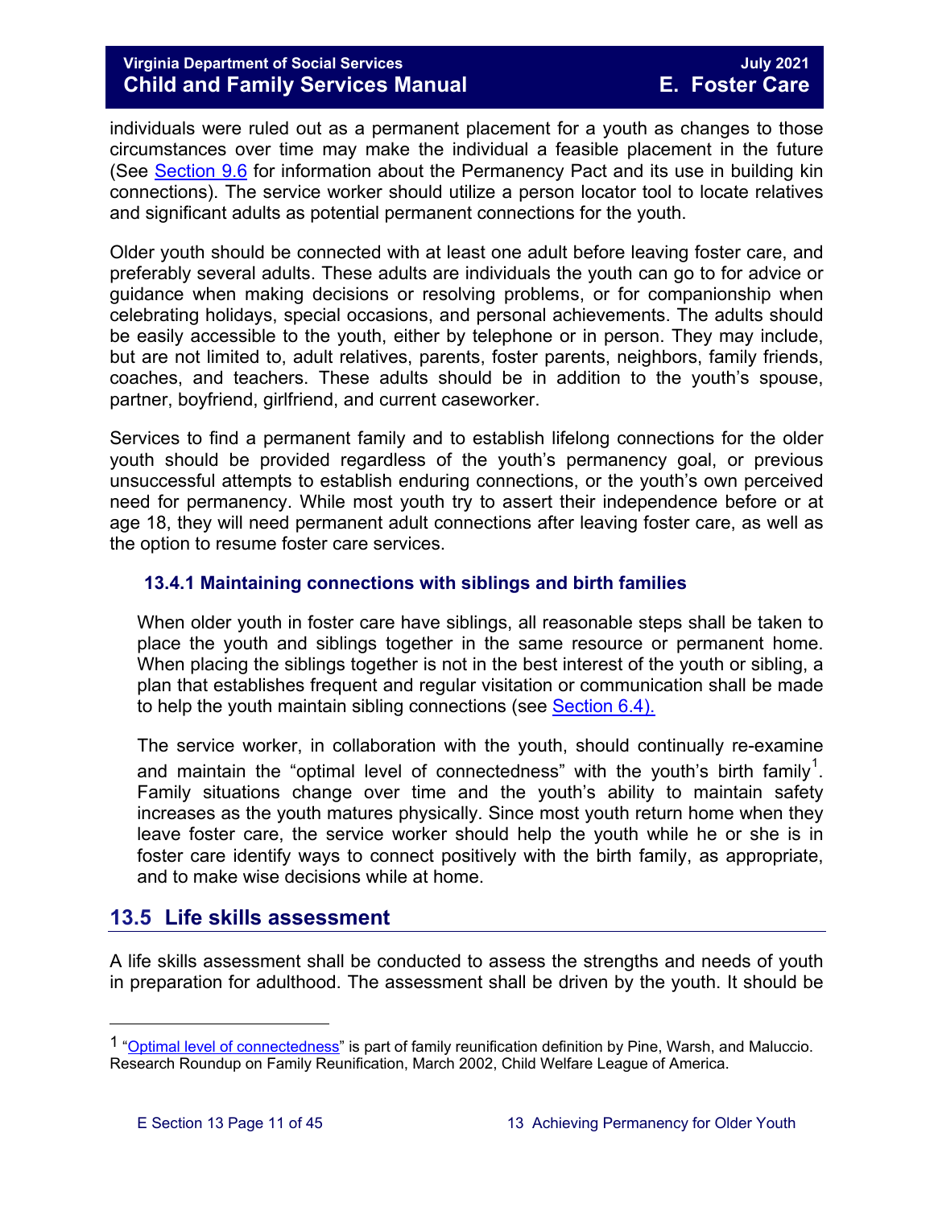individuals were ruled out as a permanent placement for a youth as changes to those circumstances over time may make the individual a feasible placement in the future (See Section 9.6 for information about the Permanency Pact and its use in building kin connections). The service worker should utilize a person locator tool to locate relatives and significant adults as potential permanent connections for the youth.

Older youth should be connected with at least one adult before leaving foster care, and preferably several adults. These adults are individuals the youth can go to for advice or guidance when making decisions or resolving problems, or for companionship when celebrating holidays, special occasions, and personal achievements. The adults should be easily accessible to the youth, either by telephone or in person. They may include, but are not limited to, adult relatives, parents, foster parents, neighbors, family friends, coaches, and teachers. These adults should be in addition to the youth's spouse, partner, boyfriend, girlfriend, and current caseworker.

Services to find a permanent family and to establish lifelong connections for the older youth should be provided regardless of the youth's permanency goal, or previous unsuccessful attempts to establish enduring connections, or the youth's own perceived need for permanency. While most youth try to assert their independence before or at age 18, they will need permanent adult connections after leaving foster care, as well as the option to resume foster care services.

### 13.4.1 Maintaining connections with siblings and birth families

When older youth in foster care have siblings, all reasonable steps shall be taken to place the youth and siblings together in the same resource or permanent home. When placing the siblings together is not in the best interest of the youth or sibling, a plan that establishes frequent and regular visitation or communication shall be made to help the youth maintain sibling connections (see Section 6.4).

The service worker, in collaboration with the youth, should continually re-examine and maintain the "optimal level of connectedness" with the youth's birth family[1]. Family situations change over time and the youth's ability to maintain safety increases as the youth matures physically. Since most youth return home when they leave foster care, the service worker should help the youth while he or she is in foster care identify ways to connect positively with the birth family, as appropriate, and to make wise decisions while at home.

## 13.5 Life skills assessment

A life skills assessment shall be conducted to assess the strengths and needs of youth in preparation for adulthood. The assessment shall be driven by the youth. It should be

---

[1] "Optimal level of connectedness" is part of family reunification definition by Pine, Warsh, and Maluccio. Research Roundup on Family Reunification, March 2002, Child Welfare League of America.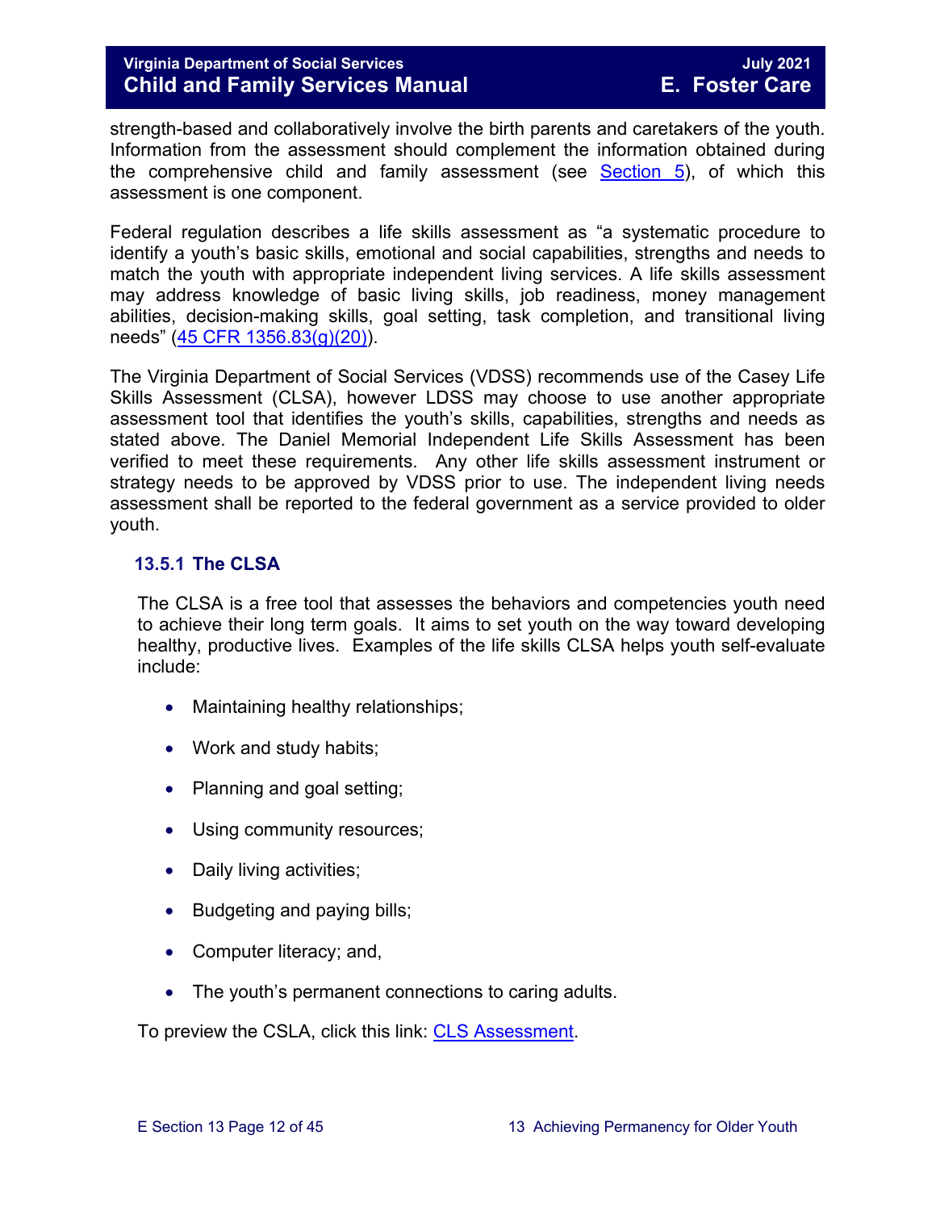strength-based and collaboratively involve the birth parents and caretakers of the youth. Information from the assessment should complement the information obtained during the comprehensive child and family assessment (see Section 5), of which this assessment is one component.

Federal regulation describes a life skills assessment as “a systematic procedure to identify a youth’s basic skills, emotional and social capabilities, strengths and needs to match the youth with appropriate independent living services. A life skills assessment may address knowledge of basic living skills, job readiness, money management abilities, decision-making skills, goal setting, task completion, and transitional living needs” (45 CFR 1356.83(g)(20)).

The Virginia Department of Social Services (VDSS) recommends use of the Casey Life Skills Assessment (CLSA), however LDSS may choose to use another appropriate assessment tool that identifies the youth’s skills, capabilities, strengths and needs as stated above. The Daniel Memorial Independent Life Skills Assessment has been verified to meet these requirements. Any other life skills assessment instrument or strategy needs to be approved by VDSS prior to use. The independent living needs assessment shall be reported to the federal government as a service provided to older youth.

### 13.5.1 The CLSA

The CLSA is a free tool that assesses the behaviors and competencies youth need to achieve their long term goals. It aims to set youth on the way toward developing healthy, productive lives. Examples of the life skills CLSA helps youth self-evaluate include:

- Maintaining healthy relationships;
- Work and study habits;
- Planning and goal setting;
- Using community resources;
- Daily living activities;
- Budgeting and paying bills;
- Computer literacy; and,
- The youth’s permanent connections to caring adults.

To preview the CSLA, click this link: CLS Assessment.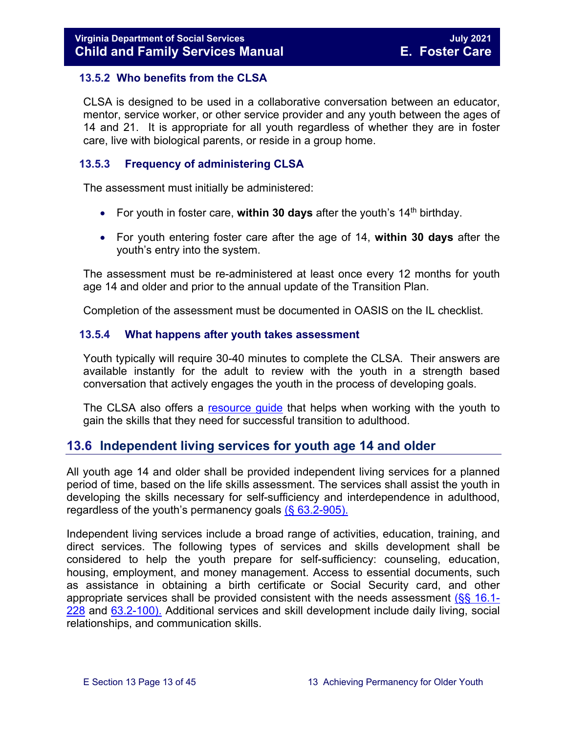### 13.5.2 Who benefits from the CLSA

CLSA is designed to be used in a collaborative conversation between an educator, mentor, service worker, or other service provider and any youth between the ages of 14 and 21. It is appropriate for all youth regardless of whether they are in foster care, live with biological parents, or reside in a group home.

### 13.5.3 Frequency of administering CLSA

The assessment must initially be administered:

- For youth in foster care, **within 30 days** after the youth's 14th birthday.
- For youth entering foster care after the age of 14, **within 30 days** after the youth's entry into the system.

The assessment must be re-administered at least once every 12 months for youth age 14 and older and prior to the annual update of the Transition Plan.

Completion of the assessment must be documented in OASIS on the IL checklist.

### 13.5.4 What happens after youth takes assessment

Youth typically will require 30-40 minutes to complete the CLSA. Their answers are available instantly for the adult to review with the youth in a strength based conversation that actively engages the youth in the process of developing goals.

The CLSA also offers a resource guide that helps when working with the youth to gain the skills that they need for successful transition to adulthood.

## 13.6 Independent living services for youth age 14 and older

All youth age 14 and older shall be provided independent living services for a planned period of time, based on the life skills assessment. The services shall assist the youth in developing the skills necessary for self-sufficiency and interdependence in adulthood, regardless of the youth's permanency goals (§ 63.2-905).

Independent living services include a broad range of activities, education, training, and direct services. The following types of services and skills development shall be considered to help the youth prepare for self-sufficiency: counseling, education, housing, employment, and money management. Access to essential documents, such as assistance in obtaining a birth certificate or Social Security card, and other appropriate services shall be provided consistent with the needs assessment (§§ 16.1-228 and 63.2-100). Additional services and skill development include daily living, social relationships, and communication skills.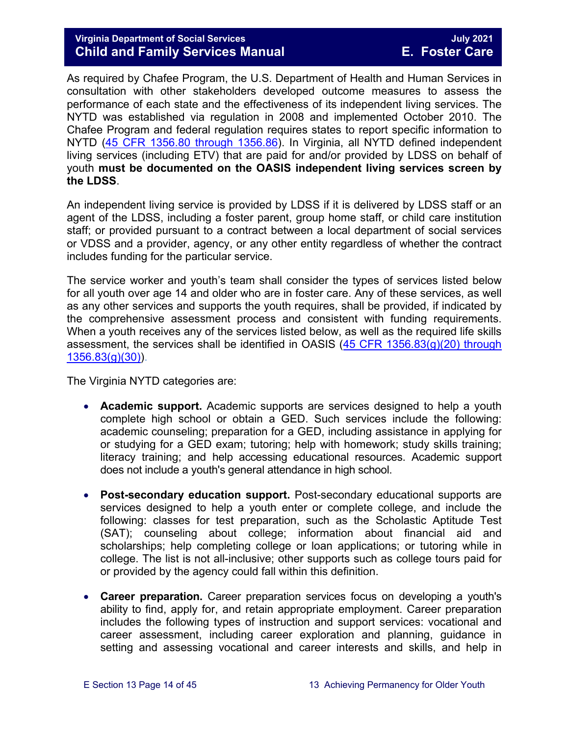As required by Chafee Program, the U.S. Department of Health and Human Services in consultation with other stakeholders developed outcome measures to assess the performance of each state and the effectiveness of its independent living services. The NYTD was established via regulation in 2008 and implemented October 2010. The Chafee Program and federal regulation requires states to report specific information to NYTD ([45 CFR 1356.80 through 1356.86](#)). In Virginia, all NYTD defined independent living services (including ETV) that are paid for and/or provided by LDSS on behalf of youth **must be documented on the OASIS independent living services screen by the LDSS**.

An independent living service is provided by LDSS if it is delivered by LDSS staff or an agent of the LDSS, including a foster parent, group home staff, or child care institution staff; or provided pursuant to a contract between a local department of social services or VDSS and a provider, agency, or any other entity regardless of whether the contract includes funding for the particular service.

The service worker and youth's team shall consider the types of services listed below for all youth over age 14 and older who are in foster care. Any of these services, as well as any other services and supports the youth requires, shall be provided, if indicated by the comprehensive assessment process and consistent with funding requirements. When a youth receives any of the services listed below, as well as the required life skills assessment, the services shall be identified in OASIS ([45 CFR 1356.83(g)(20) through 1356.83(g)(30)](#)).

The Virginia NYTD categories are:

- **Academic support.** Academic supports are services designed to help a youth complete high school or obtain a GED. Such services include the following: academic counseling; preparation for a GED, including assistance in applying for or studying for a GED exam; tutoring; help with homework; study skills training; literacy training; and help accessing educational resources. Academic support does not include a youth's general attendance in high school.

- **Post-secondary education support.** Post-secondary educational supports are services designed to help a youth enter or complete college, and include the following: classes for test preparation, such as the Scholastic Aptitude Test (SAT); counseling about college; information about financial aid and scholarships; help completing college or loan applications; or tutoring while in college. The list is not all-inclusive; other supports such as college tours paid for or provided by the agency could fall within this definition.

- **Career preparation.** Career preparation services focus on developing a youth's ability to find, apply for, and retain appropriate employment. Career preparation includes the following types of instruction and support services: vocational and career assessment, including career exploration and planning, guidance in setting and assessing vocational and career interests and skills, and help in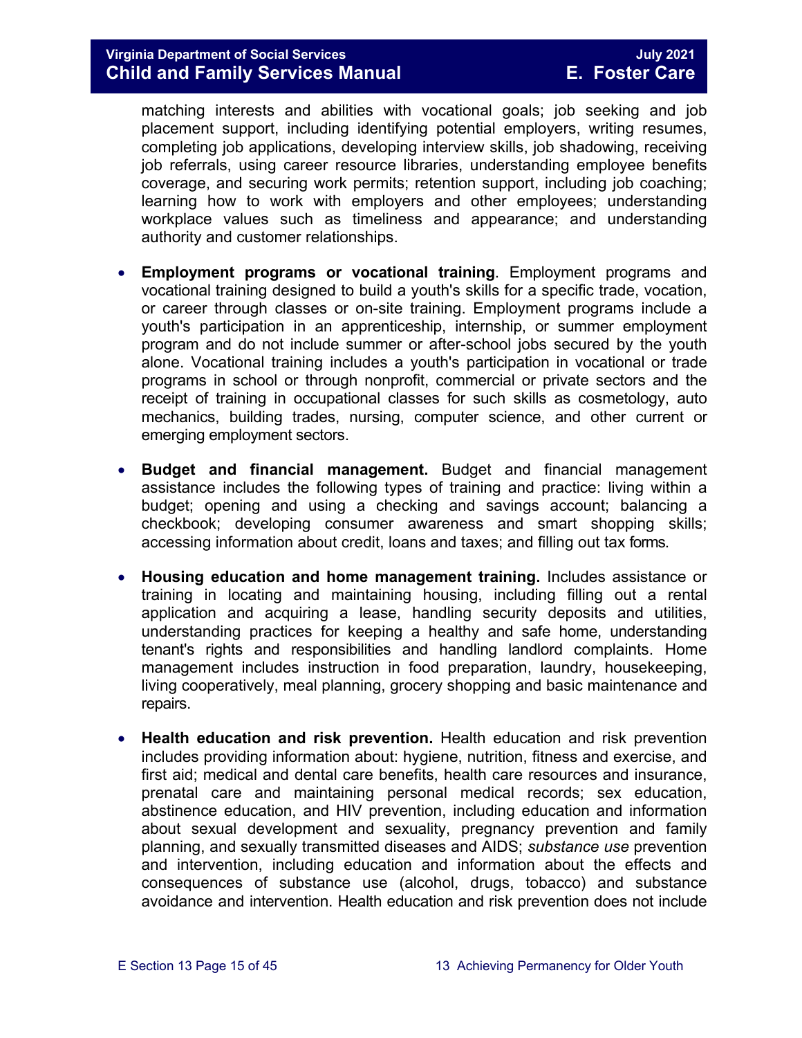matching interests and abilities with vocational goals; job seeking and job placement support, including identifying potential employers, writing resumes, completing job applications, developing interview skills, job shadowing, receiving job referrals, using career resource libraries, understanding employee benefits coverage, and securing work permits; retention support, including job coaching; learning how to work with employers and other employees; understanding workplace values such as timeliness and appearance; and understanding authority and customer relationships.

- **Employment programs or vocational training**. Employment programs and vocational training designed to build a youth's skills for a specific trade, vocation, or career through classes or on-site training. Employment programs include a youth's participation in an apprenticeship, internship, or summer employment program and do not include summer or after-school jobs secured by the youth alone. Vocational training includes a youth's participation in vocational or trade programs in school or through nonprofit, commercial or private sectors and the receipt of training in occupational classes for such skills as cosmetology, auto mechanics, building trades, nursing, computer science, and other current or emerging employment sectors.

- **Budget and financial management.** Budget and financial management assistance includes the following types of training and practice: living within a budget; opening and using a checking and savings account; balancing a checkbook; developing consumer awareness and smart shopping skills; accessing information about credit, loans and taxes; and filling out tax forms.

- **Housing education and home management training.** Includes assistance or training in locating and maintaining housing, including filling out a rental application and acquiring a lease, handling security deposits and utilities, understanding practices for keeping a healthy and safe home, understanding tenant's rights and responsibilities and handling landlord complaints. Home management includes instruction in food preparation, laundry, housekeeping, living cooperatively, meal planning, grocery shopping and basic maintenance and repairs.

- **Health education and risk prevention.** Health education and risk prevention includes providing information about: hygiene, nutrition, fitness and exercise, and first aid; medical and dental care benefits, health care resources and insurance, prenatal care and maintaining personal medical records; sex education, abstinence education, and HIV prevention, including education and information about sexual development and sexuality, pregnancy prevention and family planning, and sexually transmitted diseases and AIDS; *substance use* prevention and intervention, including education and information about the effects and consequences of substance use (alcohol, drugs, tobacco) and substance avoidance and intervention. Health education and risk prevention does not include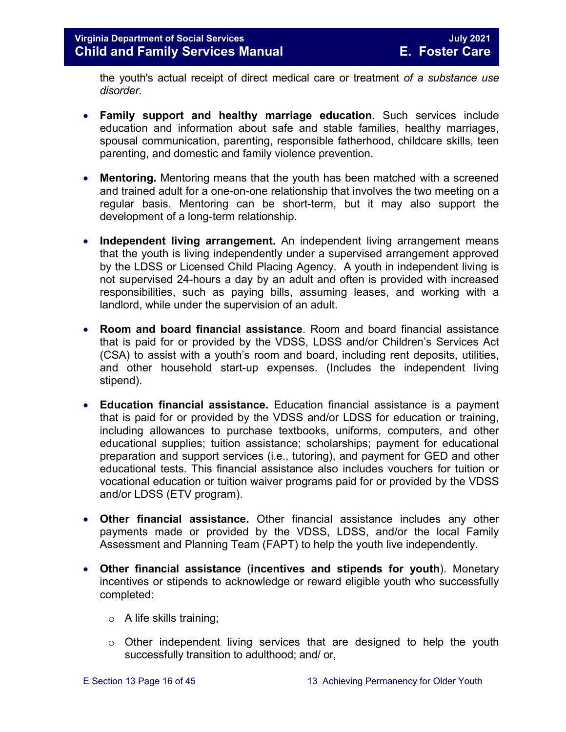the youth's actual receipt of direct medical care or treatment *of a substance use disorder*.

- **Family support and healthy marriage education**. Such services include education and information about safe and stable families, healthy marriages, spousal communication, parenting, responsible fatherhood, childcare skills, teen parenting, and domestic and family violence prevention.

- **Mentoring.** Mentoring means that the youth has been matched with a screened and trained adult for a one-on-one relationship that involves the two meeting on a regular basis. Mentoring can be short-term, but it may also support the development of a long-term relationship.

- **Independent living arrangement.** An independent living arrangement means that the youth is living independently under a supervised arrangement approved by the LDSS or Licensed Child Placing Agency. A youth in independent living is not supervised 24-hours a day by an adult and often is provided with increased responsibilities, such as paying bills, assuming leases, and working with a landlord, while under the supervision of an adult.

- **Room and board financial assistance**. Room and board financial assistance that is paid for or provided by the VDSS, LDSS and/or Children's Services Act (CSA) to assist with a youth's room and board, including rent deposits, utilities, and other household start-up expenses. (Includes the independent living stipend).

- **Education financial assistance.** Education financial assistance is a payment that is paid for or provided by the VDSS and/or LDSS for education or training, including allowances to purchase textbooks, uniforms, computers, and other educational supplies; tuition assistance; scholarships; payment for educational preparation and support services (i.e., tutoring), and payment for GED and other educational tests. This financial assistance also includes vouchers for tuition or vocational education or tuition waiver programs paid for or provided by the VDSS and/or LDSS (ETV program).

- **Other financial assistance.** Other financial assistance includes any other payments made or provided by the VDSS, LDSS, and/or the local Family Assessment and Planning Team (FAPT) to help the youth live independently.

- **Other financial assistance** (**incentives and stipends for youth**). Monetary incentives or stipends to acknowledge or reward eligible youth who successfully completed:

  - A life skills training;

  - Other independent living services that are designed to help the youth successfully transition to adulthood; and/ or,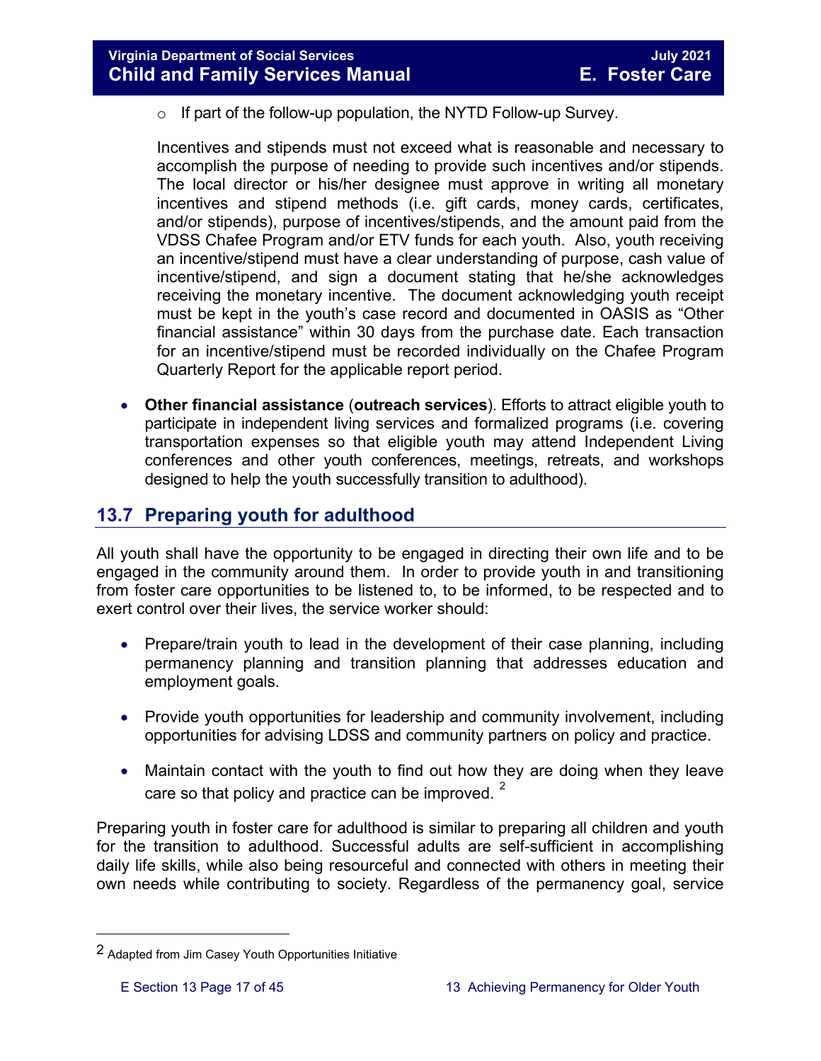- If part of the follow-up population, the NYTD Follow-up Survey.

  Incentives and stipends must not exceed what is reasonable and necessary to accomplish the purpose of needing to provide such incentives and/or stipends. The local director or his/her designee must approve in writing all monetary incentives and stipend methods (i.e. gift cards, money cards, certificates, and/or stipends), purpose of incentives/stipends, and the amount paid from the VDSS Chafee Program and/or ETV funds for each youth. Also, youth receiving an incentive/stipend must have a clear understanding of purpose, cash value of incentive/stipend, and sign a document stating that he/she acknowledges receiving the monetary incentive. The document acknowledging youth receipt must be kept in the youth's case record and documented in OASIS as "Other financial assistance" within 30 days from the purchase date. Each transaction for an incentive/stipend must be recorded individually on the Chafee Program Quarterly Report for the applicable report period.

- **Other financial assistance** (**outreach services**). Efforts to attract eligible youth to participate in independent living services and formalized programs (i.e. covering transportation expenses so that eligible youth may attend Independent Living conferences and other youth conferences, meetings, retreats, and workshops designed to help the youth successfully transition to adulthood).

## 13.7 Preparing youth for adulthood

All youth shall have the opportunity to be engaged in directing their own life and to be engaged in the community around them. In order to provide youth in and transitioning from foster care opportunities to be listened to, to be informed, to be respected and to exert control over their lives, the service worker should:

- Prepare/train youth to lead in the development of their case planning, including permanency planning and transition planning that addresses education and employment goals.

- Provide youth opportunities for leadership and community involvement, including opportunities for advising LDSS and community partners on policy and practice.

- Maintain contact with the youth to find out how they are doing when they leave care so that policy and practice can be improved. [2]

Preparing youth in foster care for adulthood is similar to preparing all children and youth for the transition to adulthood. Successful adults are self-sufficient in accomplishing daily life skills, while also being resourceful and connected with others in meeting their own needs while contributing to society. Regardless of the permanency goal, service

---

[2] Adapted from Jim Casey Youth Opportunities Initiative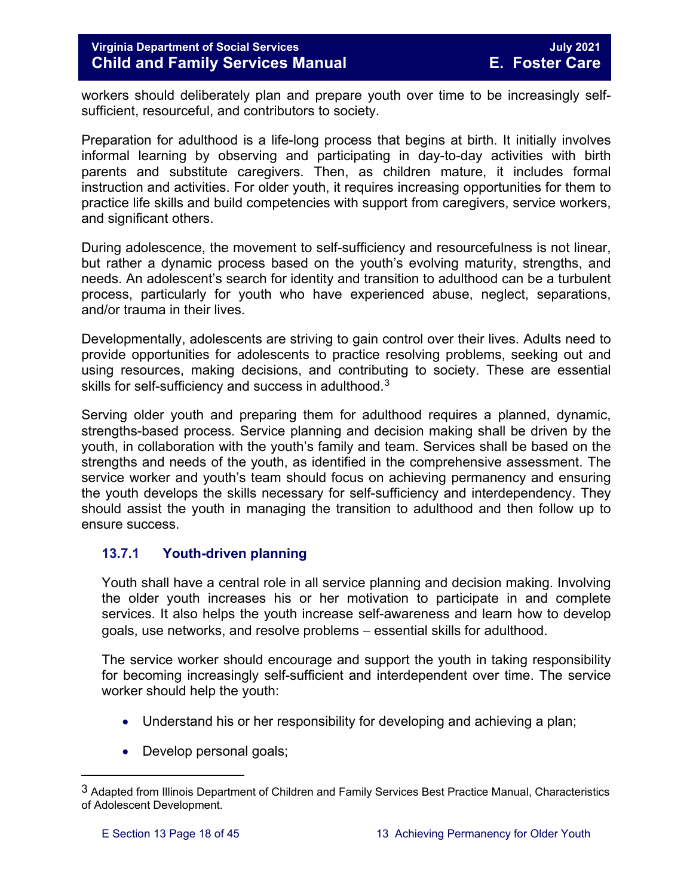workers should deliberately plan and prepare youth over time to be increasingly self-sufficient, resourceful, and contributors to society.

Preparation for adulthood is a life-long process that begins at birth. It initially involves informal learning by observing and participating in day-to-day activities with birth parents and substitute caregivers. Then, as children mature, it includes formal instruction and activities. For older youth, it requires increasing opportunities for them to practice life skills and build competencies with support from caregivers, service workers, and significant others.

During adolescence, the movement to self-sufficiency and resourcefulness is not linear, but rather a dynamic process based on the youth's evolving maturity, strengths, and needs. An adolescent's search for identity and transition to adulthood can be a turbulent process, particularly for youth who have experienced abuse, neglect, separations, and/or trauma in their lives.

Developmentally, adolescents are striving to gain control over their lives. Adults need to provide opportunities for adolescents to practice resolving problems, seeking out and using resources, making decisions, and contributing to society. These are essential skills for self-sufficiency and success in adulthood.[3]

Serving older youth and preparing them for adulthood requires a planned, dynamic, strengths-based process. Service planning and decision making shall be driven by the youth, in collaboration with the youth's family and team. Services shall be based on the strengths and needs of the youth, as identified in the comprehensive assessment. The service worker and youth's team should focus on achieving permanency and ensuring the youth develops the skills necessary for self-sufficiency and interdependency. They should assist the youth in managing the transition to adulthood and then follow up to ensure success.

### 13.7.1 Youth-driven planning

Youth shall have a central role in all service planning and decision making. Involving the older youth increases his or her motivation to participate in and complete services. It also helps the youth increase self-awareness and learn how to develop goals, use networks, and resolve problems – essential skills for adulthood.

The service worker should encourage and support the youth in taking responsibility for becoming increasingly self-sufficient and interdependent over time. The service worker should help the youth:

- Understand his or her responsibility for developing and achieving a plan;
- Develop personal goals;

[3] Adapted from Illinois Department of Children and Family Services Best Practice Manual, Characteristics of Adolescent Development.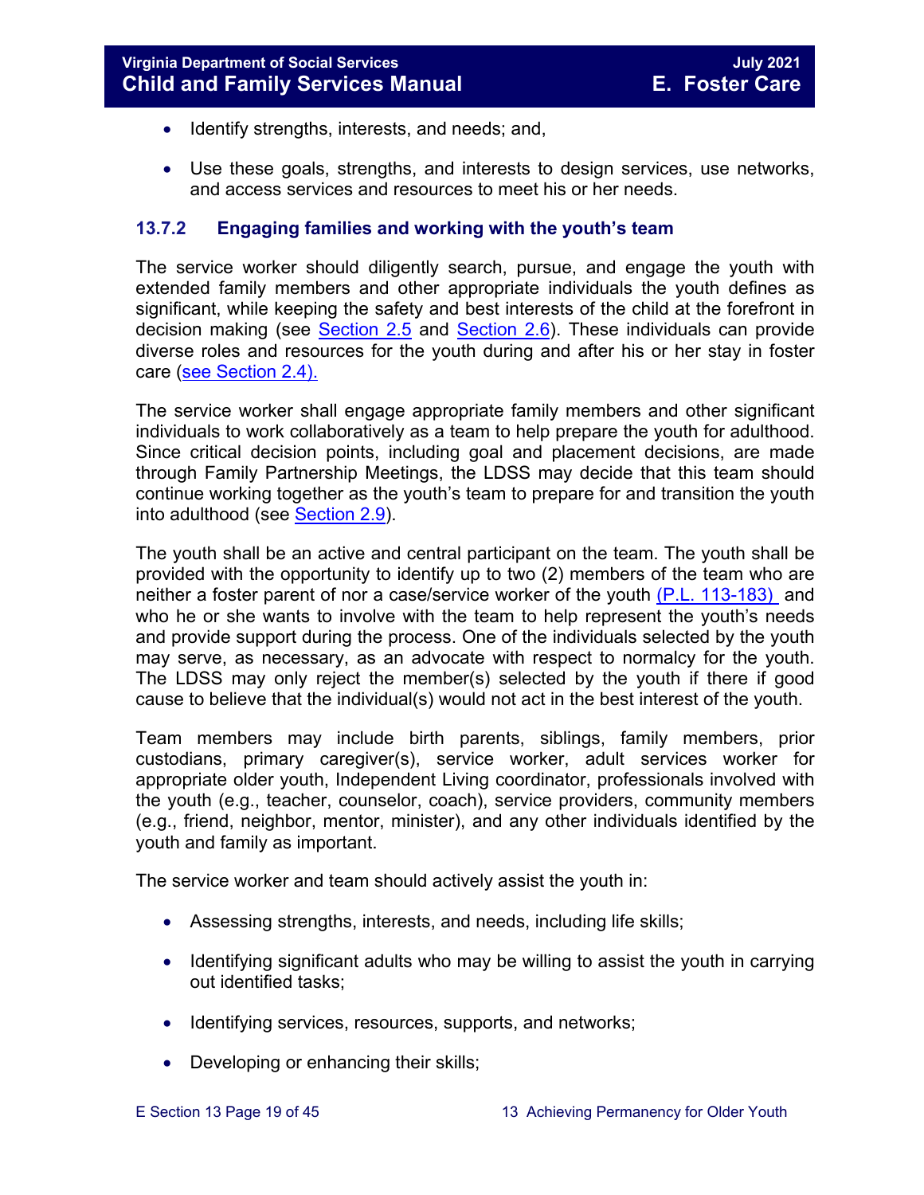- Identify strengths, interests, and needs; and,
- Use these goals, strengths, and interests to design services, use networks, and access services and resources to meet his or her needs.

### 13.7.2 Engaging families and working with the youth's team

The service worker should diligently search, pursue, and engage the youth with extended family members and other appropriate individuals the youth defines as significant, while keeping the safety and best interests of the child at the forefront in decision making (see Section 2.5 and Section 2.6). These individuals can provide diverse roles and resources for the youth during and after his or her stay in foster care (see Section 2.4).

The service worker shall engage appropriate family members and other significant individuals to work collaboratively as a team to help prepare the youth for adulthood. Since critical decision points, including goal and placement decisions, are made through Family Partnership Meetings, the LDSS may decide that this team should continue working together as the youth's team to prepare for and transition the youth into adulthood (see Section 2.9).

The youth shall be an active and central participant on the team. The youth shall be provided with the opportunity to identify up to two (2) members of the team who are neither a foster parent of nor a case/service worker of the youth (P.L. 113-183) and who he or she wants to involve with the team to help represent the youth's needs and provide support during the process. One of the individuals selected by the youth may serve, as necessary, as an advocate with respect to normalcy for the youth. The LDSS may only reject the member(s) selected by the youth if there if good cause to believe that the individual(s) would not act in the best interest of the youth.

Team members may include birth parents, siblings, family members, prior custodians, primary caregiver(s), service worker, adult services worker for appropriate older youth, Independent Living coordinator, professionals involved with the youth (e.g., teacher, counselor, coach), service providers, community members (e.g., friend, neighbor, mentor, minister), and any other individuals identified by the youth and family as important.

The service worker and team should actively assist the youth in:

- Assessing strengths, interests, and needs, including life skills;
- Identifying significant adults who may be willing to assist the youth in carrying out identified tasks;
- Identifying services, resources, supports, and networks;
- Developing or enhancing their skills;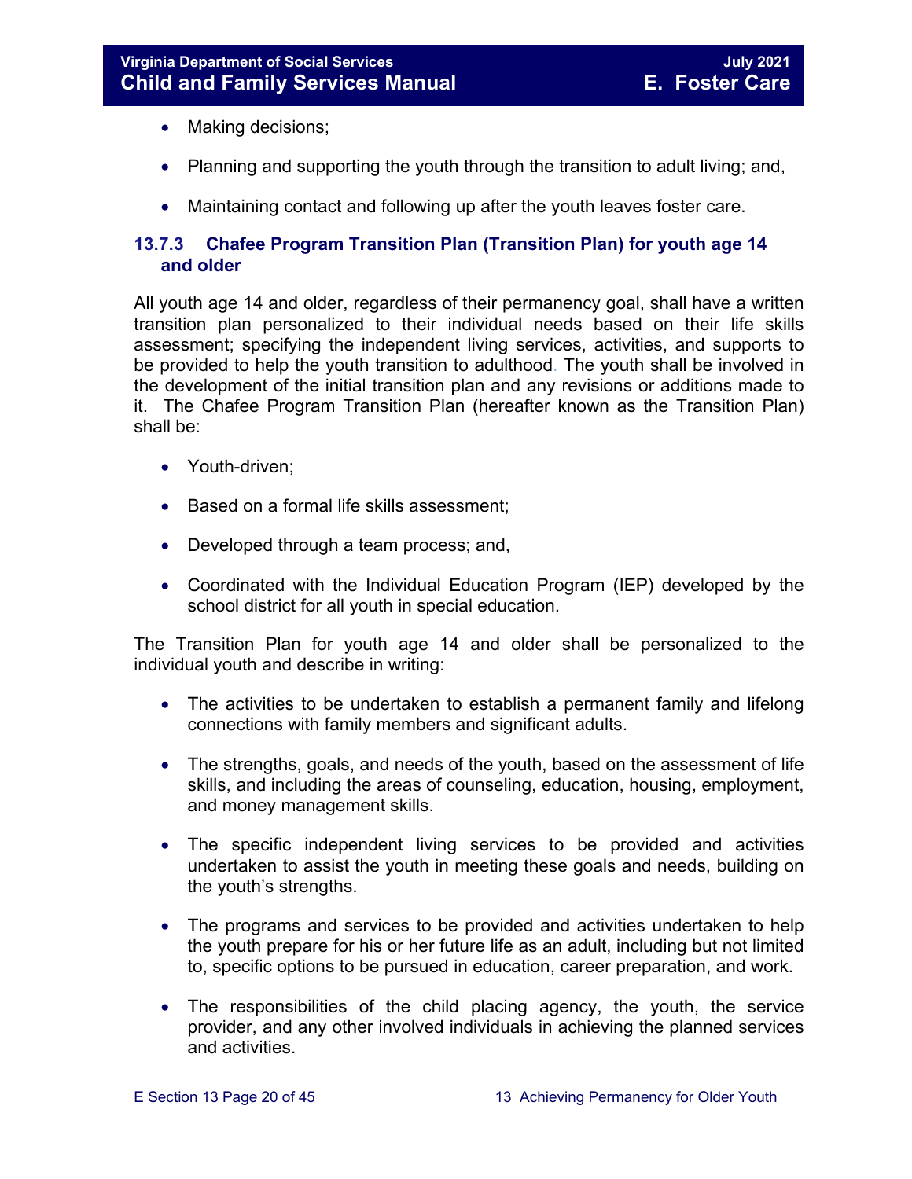- Making decisions;
- Planning and supporting the youth through the transition to adult living; and,
- Maintaining contact and following up after the youth leaves foster care.

### 13.7.3 Chafee Program Transition Plan (Transition Plan) for youth age 14 and older

All youth age 14 and older, regardless of their permanency goal, shall have a written transition plan personalized to their individual needs based on their life skills assessment; specifying the independent living services, activities, and supports to be provided to help the youth transition to adulthood. The youth shall be involved in the development of the initial transition plan and any revisions or additions made to it. The Chafee Program Transition Plan (hereafter known as the Transition Plan) shall be:

- Youth-driven;
- Based on a formal life skills assessment;
- Developed through a team process; and,
- Coordinated with the Individual Education Program (IEP) developed by the school district for all youth in special education.

The Transition Plan for youth age 14 and older shall be personalized to the individual youth and describe in writing:

- The activities to be undertaken to establish a permanent family and lifelong connections with family members and significant adults.
- The strengths, goals, and needs of the youth, based on the assessment of life skills, and including the areas of counseling, education, housing, employment, and money management skills.
- The specific independent living services to be provided and activities undertaken to assist the youth in meeting these goals and needs, building on the youth's strengths.
- The programs and services to be provided and activities undertaken to help the youth prepare for his or her future life as an adult, including but not limited to, specific options to be pursued in education, career preparation, and work.
- The responsibilities of the child placing agency, the youth, the service provider, and any other involved individuals in achieving the planned services and activities.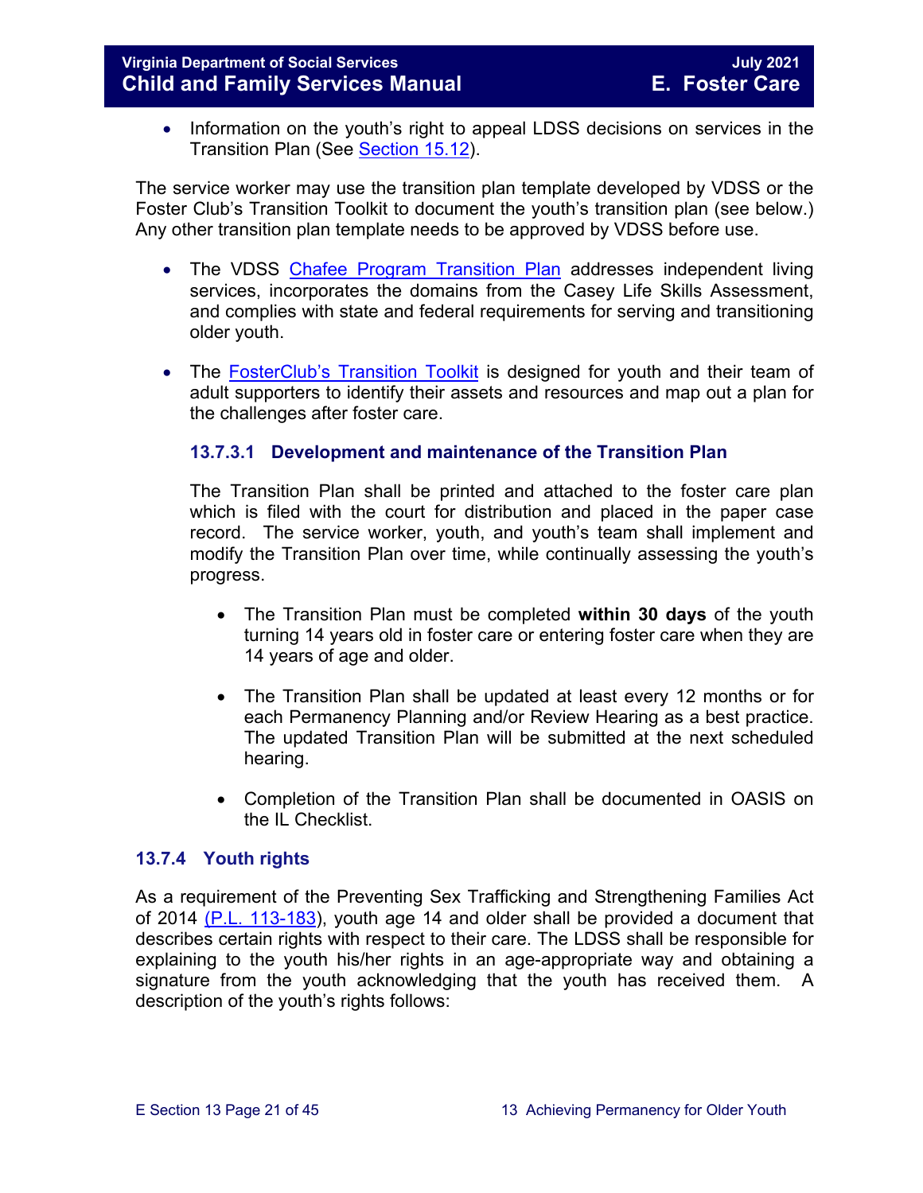- Information on the youth's right to appeal LDSS decisions on services in the Transition Plan (See Section 15.12).

The service worker may use the transition plan template developed by VDSS or the Foster Club's Transition Toolkit to document the youth's transition plan (see below.) Any other transition plan template needs to be approved by VDSS before use.

- The VDSS Chafee Program Transition Plan addresses independent living services, incorporates the domains from the Casey Life Skills Assessment, and complies with state and federal requirements for serving and transitioning older youth.

- The FosterClub's Transition Toolkit is designed for youth and their team of adult supporters to identify their assets and resources and map out a plan for the challenges after foster care.

#### 13.7.3.1 Development and maintenance of the Transition Plan

The Transition Plan shall be printed and attached to the foster care plan which is filed with the court for distribution and placed in the paper case record. The service worker, youth, and youth's team shall implement and modify the Transition Plan over time, while continually assessing the youth's progress.

- The Transition Plan must be completed **within 30 days** of the youth turning 14 years old in foster care or entering foster care when they are 14 years of age and older.

- The Transition Plan shall be updated at least every 12 months or for each Permanency Planning and/or Review Hearing as a best practice. The updated Transition Plan will be submitted at the next scheduled hearing.

- Completion of the Transition Plan shall be documented in OASIS on the IL Checklist.

### 13.7.4 Youth rights

As a requirement of the Preventing Sex Trafficking and Strengthening Families Act of 2014 (P.L. 113-183), youth age 14 and older shall be provided a document that describes certain rights with respect to their care. The LDSS shall be responsible for explaining to the youth his/her rights in an age-appropriate way and obtaining a signature from the youth acknowledging that the youth has received them. A description of the youth's rights follows: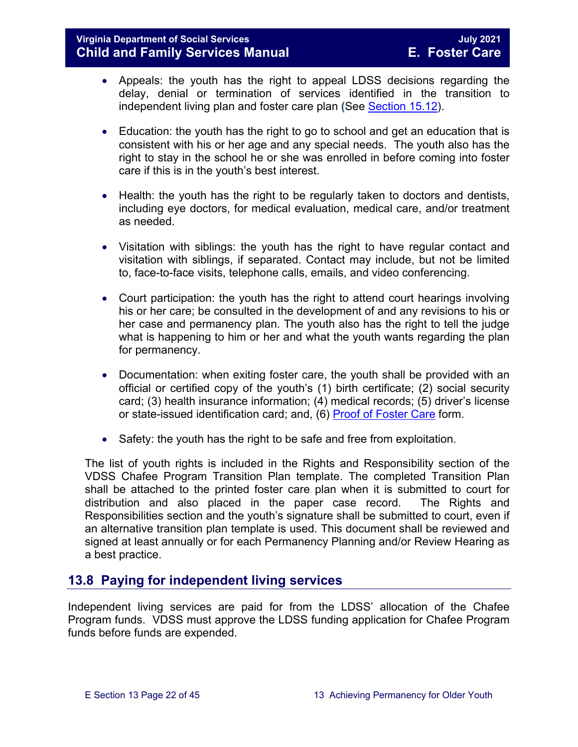- Appeals: the youth has the right to appeal LDSS decisions regarding the delay, denial or termination of services identified in the transition to independent living plan and foster care plan (See Section 15.12).

- Education: the youth has the right to go to school and get an education that is consistent with his or her age and any special needs. The youth also has the right to stay in the school he or she was enrolled in before coming into foster care if this is in the youth's best interest.

- Health: the youth has the right to be regularly taken to doctors and dentists, including eye doctors, for medical evaluation, medical care, and/or treatment as needed.

- Visitation with siblings: the youth has the right to have regular contact and visitation with siblings, if separated. Contact may include, but not be limited to, face-to-face visits, telephone calls, emails, and video conferencing.

- Court participation: the youth has the right to attend court hearings involving his or her care; be consulted in the development of and any revisions to his or her case and permanency plan. The youth also has the right to tell the judge what is happening to him or her and what the youth wants regarding the plan for permanency.

- Documentation: when exiting foster care, the youth shall be provided with an official or certified copy of the youth's (1) birth certificate; (2) social security card; (3) health insurance information; (4) medical records; (5) driver's license or state-issued identification card; and, (6) Proof of Foster Care form.

- Safety: the youth has the right to be safe and free from exploitation.

The list of youth rights is included in the Rights and Responsibility section of the VDSS Chafee Program Transition Plan template. The completed Transition Plan shall be attached to the printed foster care plan when it is submitted to court for distribution and also placed in the paper case record. The Rights and Responsibilities section and the youth's signature shall be submitted to court, even if an alternative transition plan template is used. This document shall be reviewed and signed at least annually or for each Permanency Planning and/or Review Hearing as a best practice.

## 13.8 Paying for independent living services

Independent living services are paid for from the LDSS' allocation of the Chafee Program funds. VDSS must approve the LDSS funding application for Chafee Program funds before funds are expended.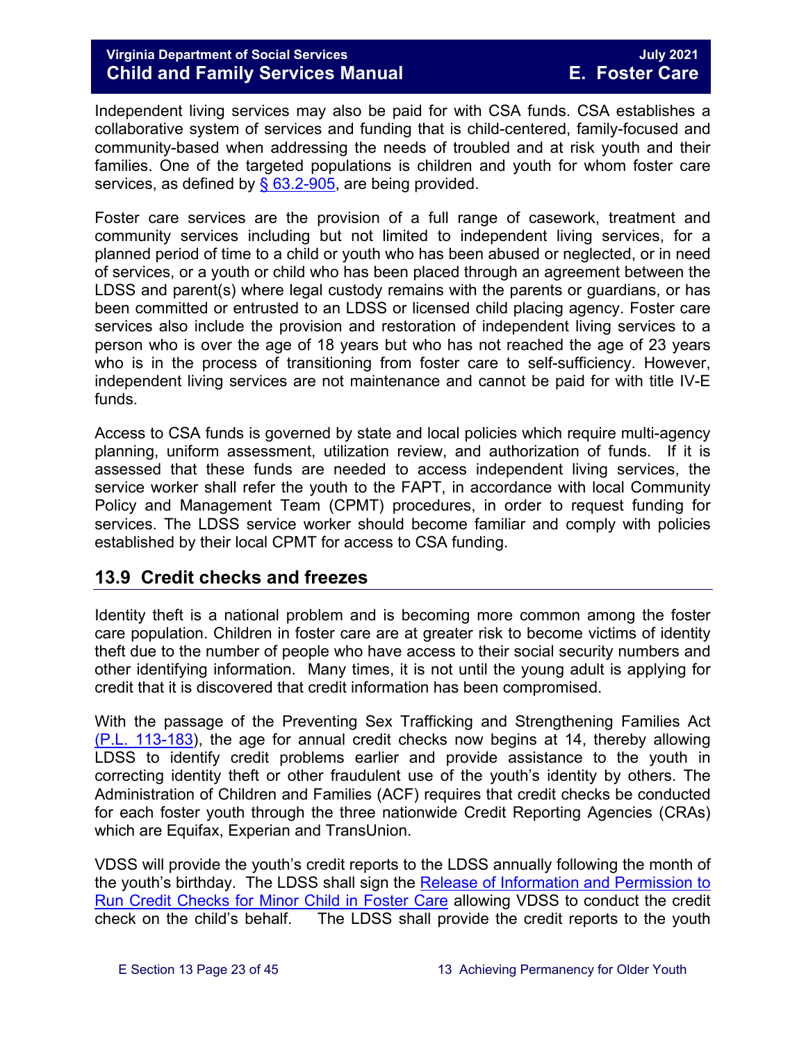Independent living services may also be paid for with CSA funds. CSA establishes a collaborative system of services and funding that is child-centered, family-focused and community-based when addressing the needs of troubled and at risk youth and their families. One of the targeted populations is children and youth for whom foster care services, as defined by [§ 63.2-905](), are being provided.

Foster care services are the provision of a full range of casework, treatment and community services including but not limited to independent living services, for a planned period of time to a child or youth who has been abused or neglected, or in need of services, or a youth or child who has been placed through an agreement between the LDSS and parent(s) where legal custody remains with the parents or guardians, or has been committed or entrusted to an LDSS or licensed child placing agency. Foster care services also include the provision and restoration of independent living services to a person who is over the age of 18 years but who has not reached the age of 23 years who is in the process of transitioning from foster care to self-sufficiency. However, independent living services are not maintenance and cannot be paid for with title IV-E funds.

Access to CSA funds is governed by state and local policies which require multi-agency planning, uniform assessment, utilization review, and authorization of funds. If it is assessed that these funds are needed to access independent living services, the service worker shall refer the youth to the FAPT, in accordance with local Community Policy and Management Team (CPMT) procedures, in order to request funding for services. The LDSS service worker should become familiar and comply with policies established by their local CPMT for access to CSA funding.

## 13.9 Credit checks and freezes

Identity theft is a national problem and is becoming more common among the foster care population. Children in foster care are at greater risk to become victims of identity theft due to the number of people who have access to their social security numbers and other identifying information. Many times, it is not until the young adult is applying for credit that it is discovered that credit information has been compromised.

With the passage of the Preventing Sex Trafficking and Strengthening Families Act (P.L. 113-183), the age for annual credit checks now begins at 14, thereby allowing LDSS to identify credit problems earlier and provide assistance to the youth in correcting identity theft or other fraudulent use of the youth's identity by others. The Administration of Children and Families (ACF) requires that credit checks be conducted for each foster youth through the three nationwide Credit Reporting Agencies (CRAs) which are Equifax, Experian and TransUnion.

VDSS will provide the youth's credit reports to the LDSS annually following the month of the youth's birthday. The LDSS shall sign the Release of Information and Permission to Run Credit Checks for Minor Child in Foster Care allowing VDSS to conduct the credit check on the child's behalf. The LDSS shall provide the credit reports to the youth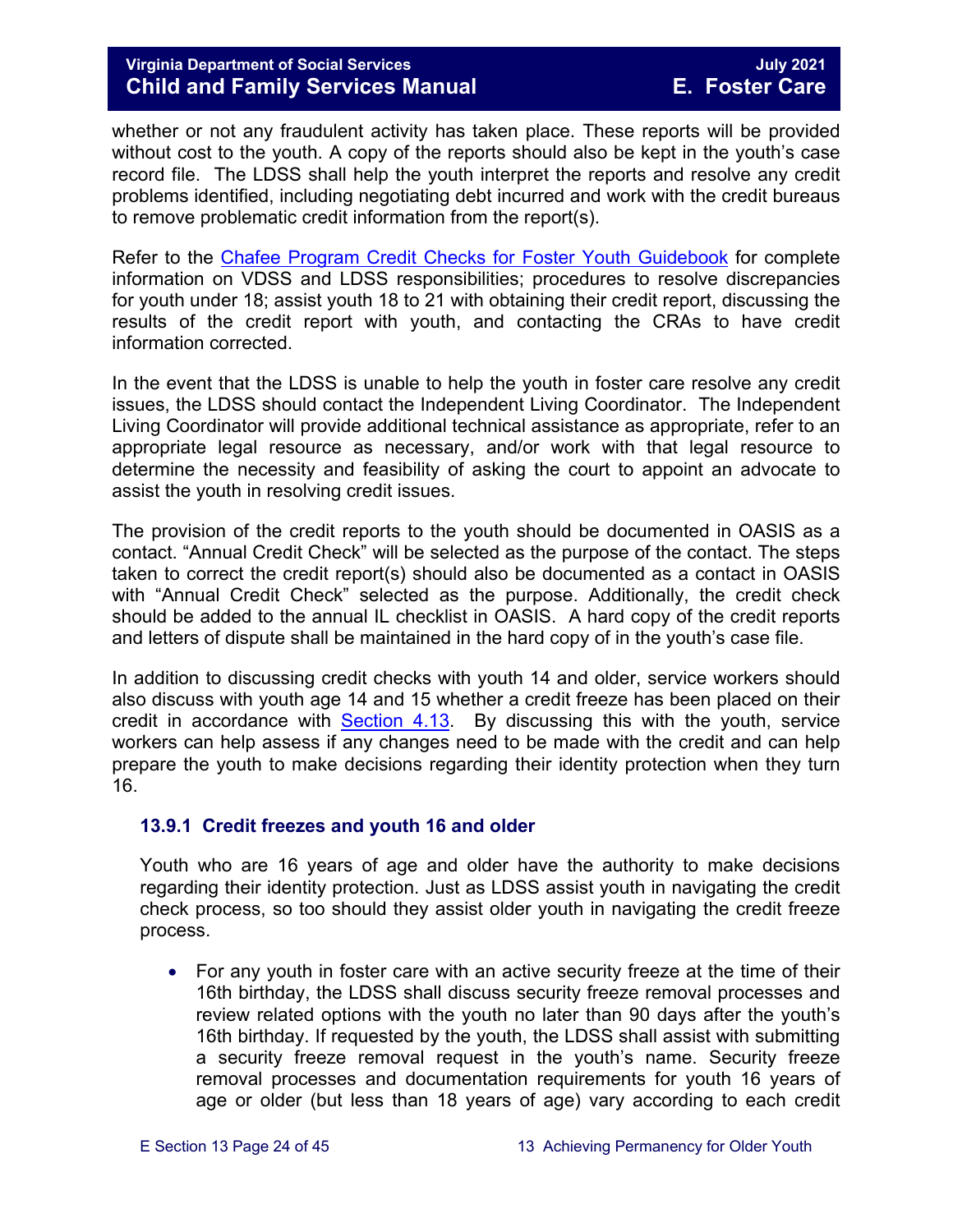whether or not any fraudulent activity has taken place. These reports will be provided without cost to the youth. A copy of the reports should also be kept in the youth's case record file. The LDSS shall help the youth interpret the reports and resolve any credit problems identified, including negotiating debt incurred and work with the credit bureaus to remove problematic credit information from the report(s).

Refer to the Chafee Program Credit Checks for Foster Youth Guidebook for complete information on VDSS and LDSS responsibilities; procedures to resolve discrepancies for youth under 18; assist youth 18 to 21 with obtaining their credit report, discussing the results of the credit report with youth, and contacting the CRAs to have credit information corrected.

In the event that the LDSS is unable to help the youth in foster care resolve any credit issues, the LDSS should contact the Independent Living Coordinator. The Independent Living Coordinator will provide additional technical assistance as appropriate, refer to an appropriate legal resource as necessary, and/or work with that legal resource to determine the necessity and feasibility of asking the court to appoint an advocate to assist the youth in resolving credit issues.

The provision of the credit reports to the youth should be documented in OASIS as a contact. "Annual Credit Check" will be selected as the purpose of the contact. The steps taken to correct the credit report(s) should also be documented as a contact in OASIS with "Annual Credit Check" selected as the purpose. Additionally, the credit check should be added to the annual IL checklist in OASIS. A hard copy of the credit reports and letters of dispute shall be maintained in the hard copy of in the youth's case file.

In addition to discussing credit checks with youth 14 and older, service workers should also discuss with youth age 14 and 15 whether a credit freeze has been placed on their credit in accordance with Section 4.13. By discussing this with the youth, service workers can help assess if any changes need to be made with the credit and can help prepare the youth to make decisions regarding their identity protection when they turn 16.

### 13.9.1 Credit freezes and youth 16 and older

Youth who are 16 years of age and older have the authority to make decisions regarding their identity protection. Just as LDSS assist youth in navigating the credit check process, so too should they assist older youth in navigating the credit freeze process.

- For any youth in foster care with an active security freeze at the time of their 16th birthday, the LDSS shall discuss security freeze removal processes and review related options with the youth no later than 90 days after the youth's 16th birthday. If requested by the youth, the LDSS shall assist with submitting a security freeze removal request in the youth's name. Security freeze removal processes and documentation requirements for youth 16 years of age or older (but less than 18 years of age) vary according to each credit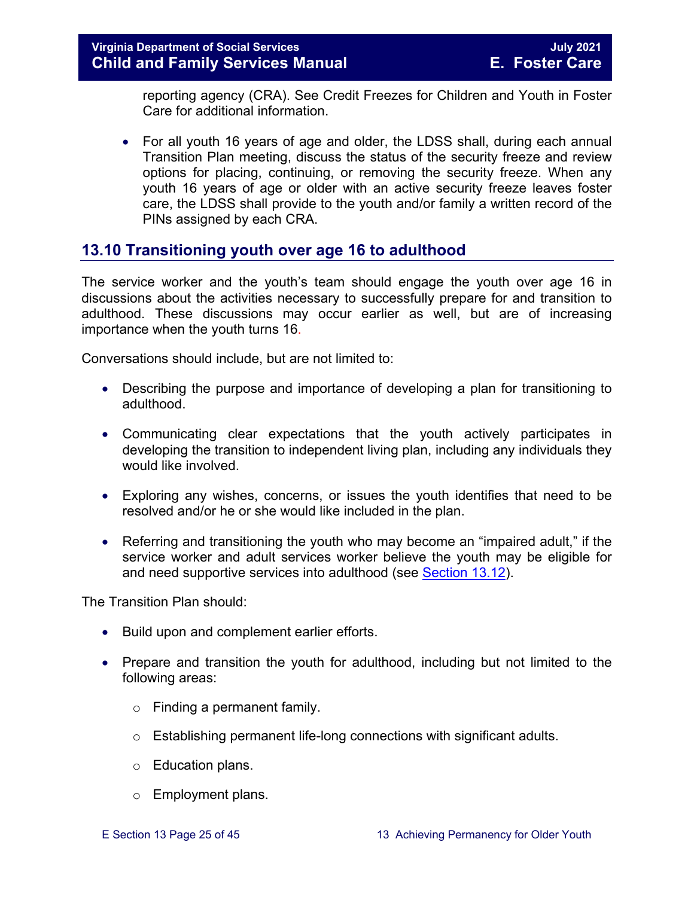reporting agency (CRA). See Credit Freezes for Children and Youth in Foster Care for additional information.

- For all youth 16 years of age and older, the LDSS shall, during each annual Transition Plan meeting, discuss the status of the security freeze and review options for placing, continuing, or removing the security freeze. When any youth 16 years of age or older with an active security freeze leaves foster care, the LDSS shall provide to the youth and/or family a written record of the PINs assigned by each CRA.

## 13.10 Transitioning youth over age 16 to adulthood

The service worker and the youth's team should engage the youth over age 16 in discussions about the activities necessary to successfully prepare for and transition to adulthood. These discussions may occur earlier as well, but are of increasing importance when the youth turns 16.

Conversations should include, but are not limited to:

- Describing the purpose and importance of developing a plan for transitioning to adulthood.
- Communicating clear expectations that the youth actively participates in developing the transition to independent living plan, including any individuals they would like involved.
- Exploring any wishes, concerns, or issues the youth identifies that need to be resolved and/or he or she would like included in the plan.
- Referring and transitioning the youth who may become an "impaired adult," if the service worker and adult services worker believe the youth may be eligible for and need supportive services into adulthood (see Section 13.12).

The Transition Plan should:

- Build upon and complement earlier efforts.
- Prepare and transition the youth for adulthood, including but not limited to the following areas:
  - Finding a permanent family.
  - Establishing permanent life-long connections with significant adults.
  - Education plans.
  - Employment plans.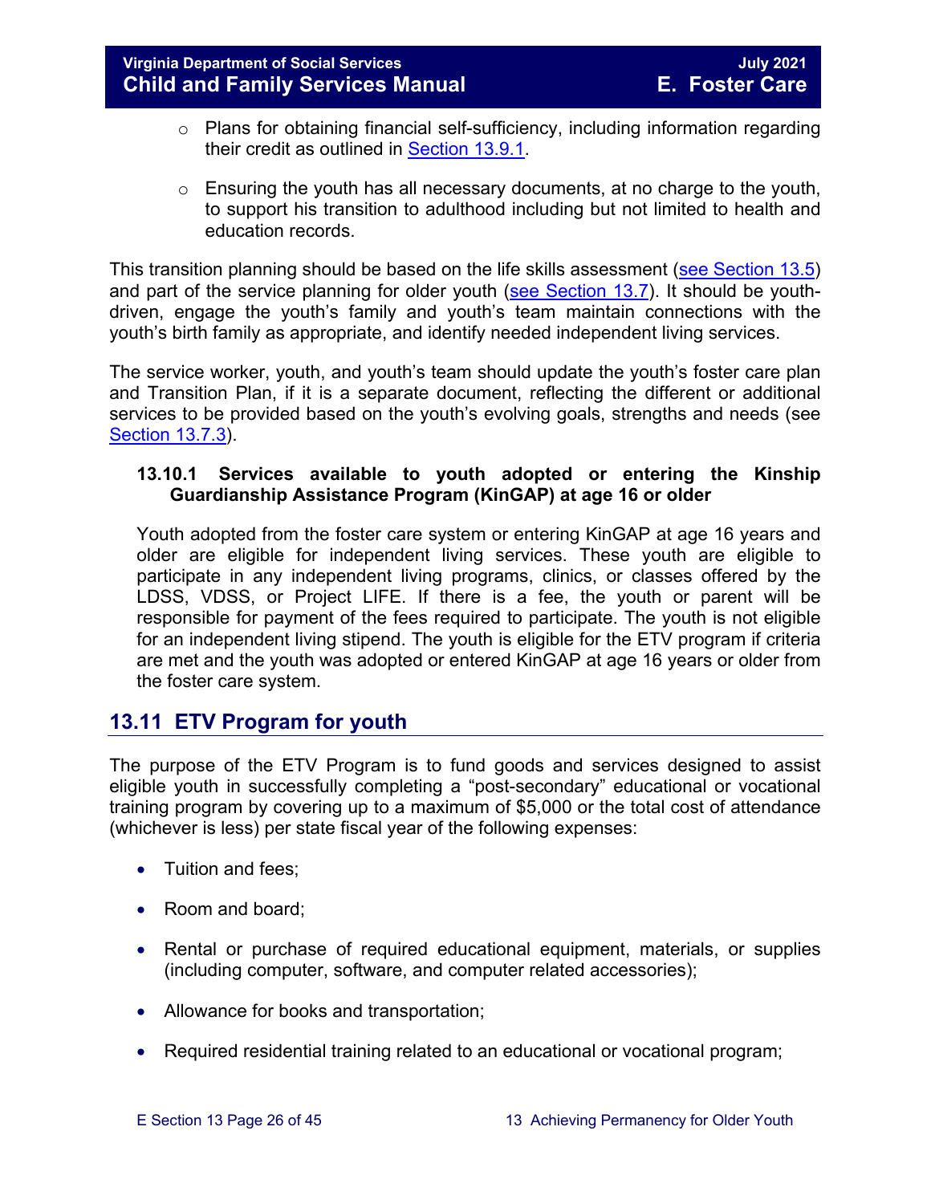- Plans for obtaining financial self-sufficiency, including information regarding their credit as outlined in Section 13.9.1.

   - Ensuring the youth has all necessary documents, at no charge to the youth, to support his transition to adulthood including but not limited to health and education records.

This transition planning should be based on the life skills assessment (see Section 13.5) and part of the service planning for older youth (see Section 13.7). It should be youth-driven, engage the youth's family and youth's team maintain connections with the youth's birth family as appropriate, and identify needed independent living services.

The service worker, youth, and youth's team should update the youth's foster care plan and Transition Plan, if it is a separate document, reflecting the different or additional services to be provided based on the youth's evolving goals, strengths and needs (see Section 13.7.3).

### 13.10.1 Services available to youth adopted or entering the Kinship Guardianship Assistance Program (KinGAP) at age 16 or older

Youth adopted from the foster care system or entering KinGAP at age 16 years and older are eligible for independent living services. These youth are eligible to participate in any independent living programs, clinics, or classes offered by the LDSS, VDSS, or Project LIFE. If there is a fee, the youth or parent will be responsible for payment of the fees required to participate. The youth is not eligible for an independent living stipend. The youth is eligible for the ETV program if criteria are met and the youth was adopted or entered KinGAP at age 16 years or older from the foster care system.

## 13.11 ETV Program for youth

The purpose of the ETV Program is to fund goods and services designed to assist eligible youth in successfully completing a "post-secondary" educational or vocational training program by covering up to a maximum of $5,000 or the total cost of attendance (whichever is less) per state fiscal year of the following expenses:

- Tuition and fees;

- Room and board;

- Rental or purchase of required educational equipment, materials, or supplies (including computer, software, and computer related accessories);

- Allowance for books and transportation;

- Required residential training related to an educational or vocational program;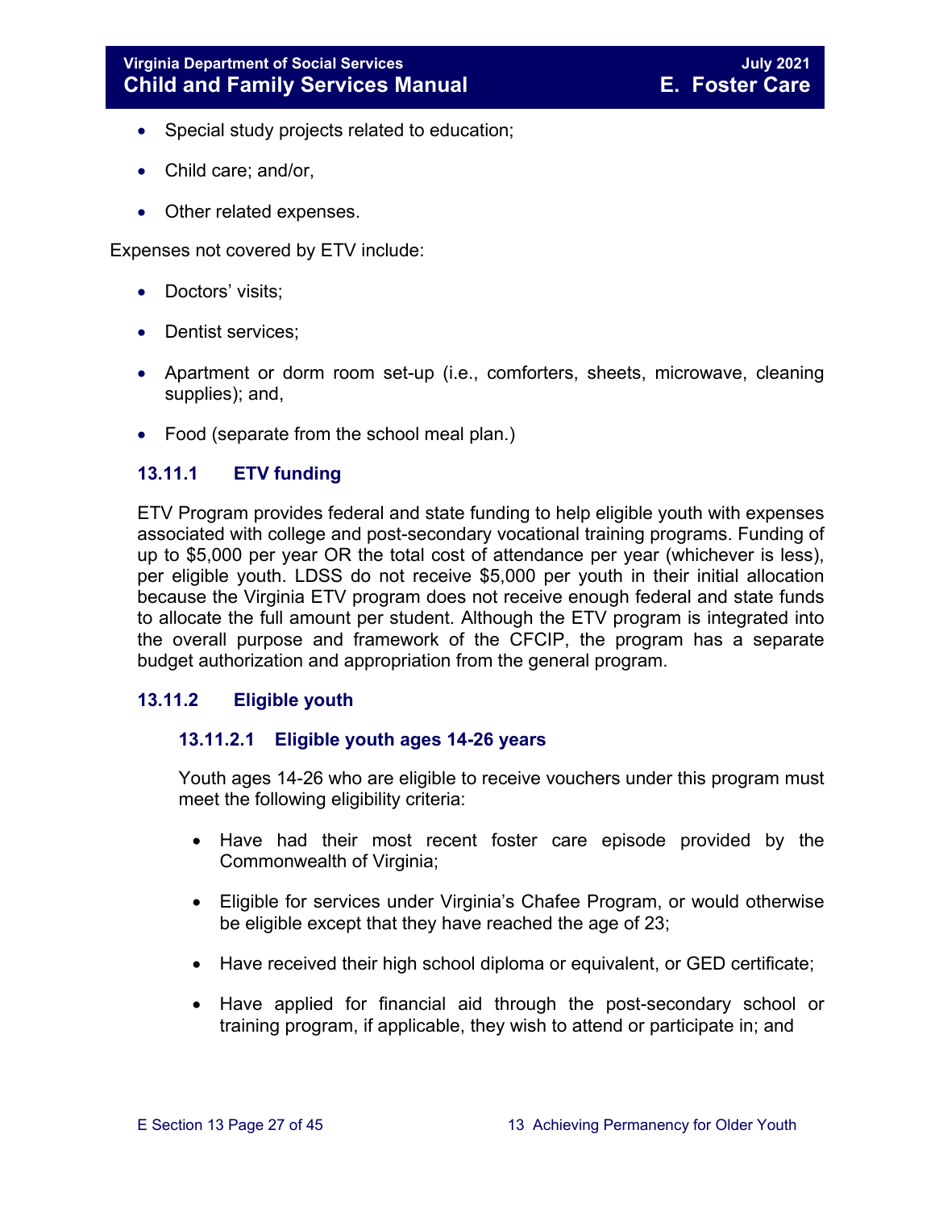- Special study projects related to education;
- Child care; and/or,
- Other related expenses.

Expenses not covered by ETV include:

- Doctors' visits;
- Dentist services;
- Apartment or dorm room set-up (i.e., comforters, sheets, microwave, cleaning supplies); and,
- Food (separate from the school meal plan.)

### 13.11.1 ETV funding

ETV Program provides federal and state funding to help eligible youth with expenses associated with college and post-secondary vocational training programs. Funding of up to $5,000 per year OR the total cost of attendance per year (whichever is less), per eligible youth. LDSS do not receive $5,000 per youth in their initial allocation because the Virginia ETV program does not receive enough federal and state funds to allocate the full amount per student. Although the ETV program is integrated into the overall purpose and framework of the CFCIP, the program has a separate budget authorization and appropriation from the general program.

### 13.11.2 Eligible youth

#### 13.11.2.1 Eligible youth ages 14-26 years

Youth ages 14-26 who are eligible to receive vouchers under this program must meet the following eligibility criteria:

- Have had their most recent foster care episode provided by the Commonwealth of Virginia;
- Eligible for services under Virginia's Chafee Program, or would otherwise be eligible except that they have reached the age of 23;
- Have received their high school diploma or equivalent, or GED certificate;
- Have applied for financial aid through the post-secondary school or training program, if applicable, they wish to attend or participate in; and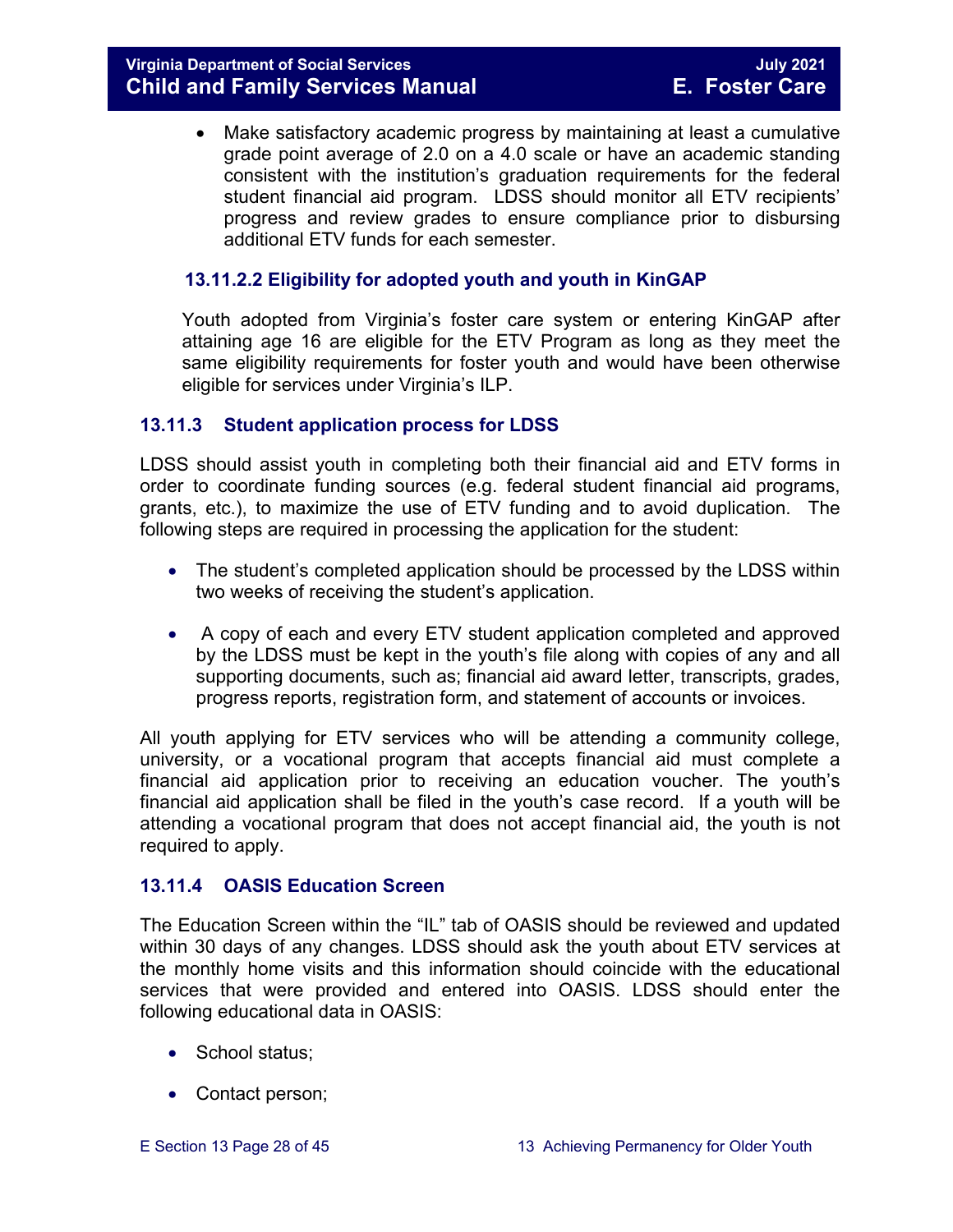- Make satisfactory academic progress by maintaining at least a cumulative grade point average of 2.0 on a 4.0 scale or have an academic standing consistent with the institution's graduation requirements for the federal student financial aid program. LDSS should monitor all ETV recipients' progress and review grades to ensure compliance prior to disbursing additional ETV funds for each semester.

#### 13.11.2.2 Eligibility for adopted youth and youth in KinGAP

Youth adopted from Virginia's foster care system or entering KinGAP after attaining age 16 are eligible for the ETV Program as long as they meet the same eligibility requirements for foster youth and would have been otherwise eligible for services under Virginia's ILP.

### 13.11.3 Student application process for LDSS

LDSS should assist youth in completing both their financial aid and ETV forms in order to coordinate funding sources (e.g. federal student financial aid programs, grants, etc.), to maximize the use of ETV funding and to avoid duplication. The following steps are required in processing the application for the student:

- The student's completed application should be processed by the LDSS within two weeks of receiving the student's application.
- A copy of each and every ETV student application completed and approved by the LDSS must be kept in the youth's file along with copies of any and all supporting documents, such as; financial aid award letter, transcripts, grades, progress reports, registration form, and statement of accounts or invoices.

All youth applying for ETV services who will be attending a community college, university, or a vocational program that accepts financial aid must complete a financial aid application prior to receiving an education voucher. The youth's financial aid application shall be filed in the youth's case record. If a youth will be attending a vocational program that does not accept financial aid, the youth is not required to apply.

### 13.11.4 OASIS Education Screen

The Education Screen within the "IL" tab of OASIS should be reviewed and updated within 30 days of any changes. LDSS should ask the youth about ETV services at the monthly home visits and this information should coincide with the educational services that were provided and entered into OASIS. LDSS should enter the following educational data in OASIS:

- School status;
- Contact person;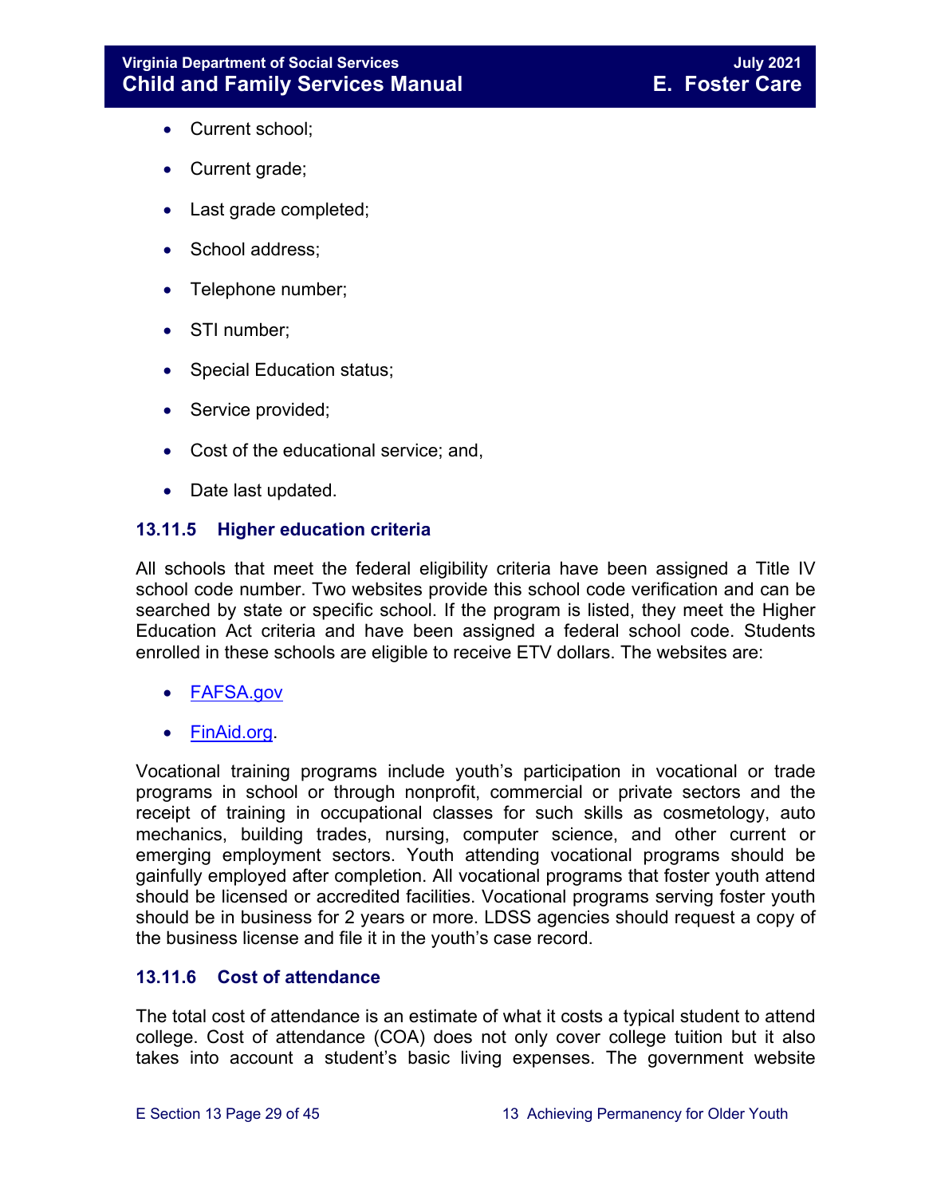- Current school;
- Current grade;
- Last grade completed;
- School address;
- Telephone number;
- STI number;
- Special Education status;
- Service provided;
- Cost of the educational service; and,
- Date last updated.

### 13.11.5 Higher education criteria

All schools that meet the federal eligibility criteria have been assigned a Title IV school code number. Two websites provide this school code verification and can be searched by state or specific school. If the program is listed, they meet the Higher Education Act criteria and have been assigned a federal school code. Students enrolled in these schools are eligible to receive ETV dollars. The websites are:

- FAFSA.gov
- FinAid.org.

Vocational training programs include youth's participation in vocational or trade programs in school or through nonprofit, commercial or private sectors and the receipt of training in occupational classes for such skills as cosmetology, auto mechanics, building trades, nursing, computer science, and other current or emerging employment sectors. Youth attending vocational programs should be gainfully employed after completion. All vocational programs that foster youth attend should be licensed or accredited facilities. Vocational programs serving foster youth should be in business for 2 years or more. LDSS agencies should request a copy of the business license and file it in the youth's case record.

### 13.11.6 Cost of attendance

The total cost of attendance is an estimate of what it costs a typical student to attend college. Cost of attendance (COA) does not only cover college tuition but it also takes into account a student's basic living expenses. The government website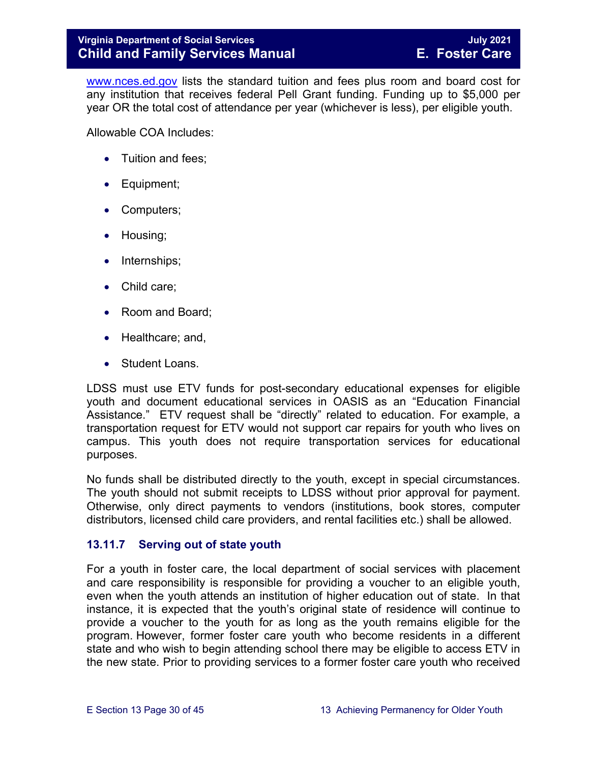[www.nces.ed.gov](http://www.nces.ed.gov) lists the standard tuition and fees plus room and board cost for any institution that receives federal Pell Grant funding. Funding up to $5,000 per year OR the total cost of attendance per year (whichever is less), per eligible youth.

Allowable COA Includes:

- Tuition and fees;
- Equipment;
- Computers;
- Housing;
- Internships;
- Child care;
- Room and Board;
- Healthcare; and,
- Student Loans.

LDSS must use ETV funds for post-secondary educational expenses for eligible youth and document educational services in OASIS as an "Education Financial Assistance." ETV request shall be "directly" related to education. For example, a transportation request for ETV would not support car repairs for youth who lives on campus. This youth does not require transportation services for educational purposes.

No funds shall be distributed directly to the youth, except in special circumstances. The youth should not submit receipts to LDSS without prior approval for payment. Otherwise, only direct payments to vendors (institutions, book stores, computer distributors, licensed child care providers, and rental facilities etc.) shall be allowed.

### 13.11.7 Serving out of state youth

For a youth in foster care, the local department of social services with placement and care responsibility is responsible for providing a voucher to an eligible youth, even when the youth attends an institution of higher education out of state. In that instance, it is expected that the youth's original state of residence will continue to provide a voucher to the youth for as long as the youth remains eligible for the program. However, former foster care youth who become residents in a different state and who wish to begin attending school there may be eligible to access ETV in the new state. Prior to providing services to a former foster care youth who received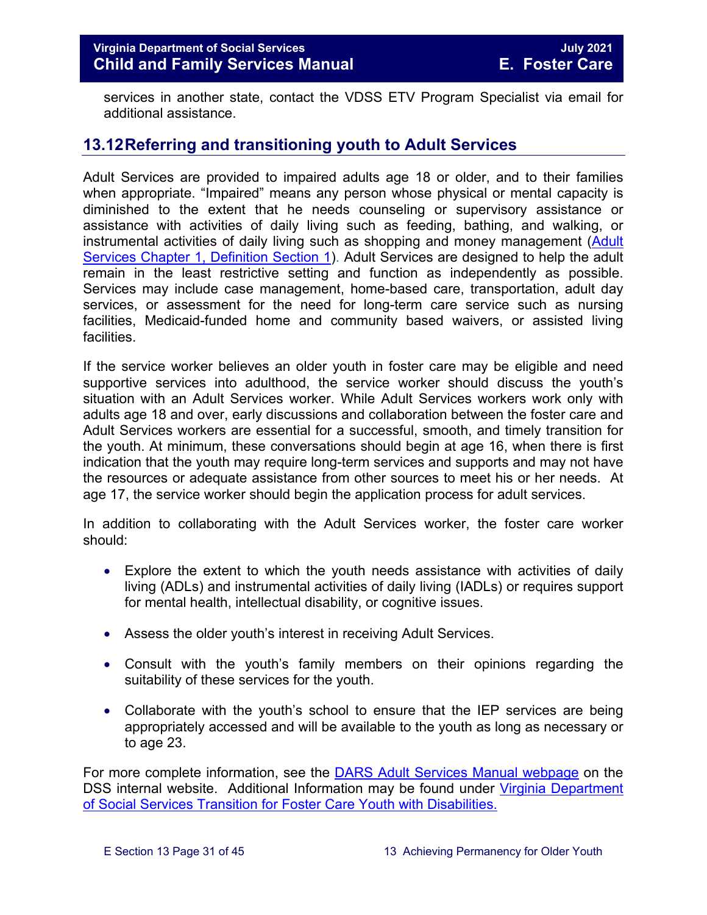services in another state, contact the VDSS ETV Program Specialist via email for additional assistance.

## 13.12 Referring and transitioning youth to Adult Services

Adult Services are provided to impaired adults age 18 or older, and to their families when appropriate. "Impaired" means any person whose physical or mental capacity is diminished to the extent that he needs counseling or supervisory assistance or assistance with activities of daily living such as feeding, bathing, and walking, or instrumental activities of daily living such as shopping and money management (Adult Services Chapter 1, Definition Section 1). Adult Services are designed to help the adult remain in the least restrictive setting and function as independently as possible. Services may include case management, home-based care, transportation, adult day services, or assessment for the need for long-term care service such as nursing facilities, Medicaid-funded home and community based waivers, or assisted living facilities.

If the service worker believes an older youth in foster care may be eligible and need supportive services into adulthood, the service worker should discuss the youth's situation with an Adult Services worker. While Adult Services workers work only with adults age 18 and over, early discussions and collaboration between the foster care and Adult Services workers are essential for a successful, smooth, and timely transition for the youth. At minimum, these conversations should begin at age 16, when there is first indication that the youth may require long-term services and supports and may not have the resources or adequate assistance from other sources to meet his or her needs. At age 17, the service worker should begin the application process for adult services.

In addition to collaborating with the Adult Services worker, the foster care worker should:

- Explore the extent to which the youth needs assistance with activities of daily living (ADLs) and instrumental activities of daily living (IADLs) or requires support for mental health, intellectual disability, or cognitive issues.
- Assess the older youth's interest in receiving Adult Services.
- Consult with the youth's family members on their opinions regarding the suitability of these services for the youth.
- Collaborate with the youth's school to ensure that the IEP services are being appropriately accessed and will be available to the youth as long as necessary or to age 23.

For more complete information, see the DARS Adult Services Manual webpage on the DSS internal website. Additional Information may be found under Virginia Department of Social Services Transition for Foster Care Youth with Disabilities.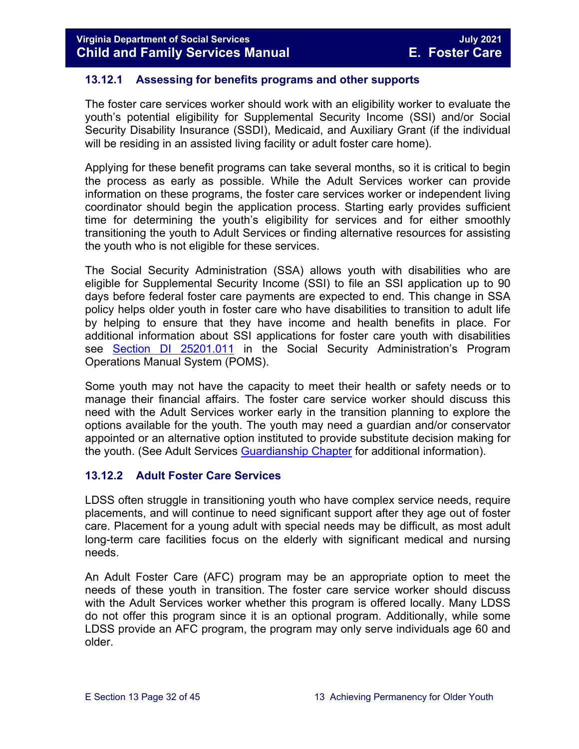### 13.12.1 Assessing for benefits programs and other supports

The foster care services worker should work with an eligibility worker to evaluate the youth's potential eligibility for Supplemental Security Income (SSI) and/or Social Security Disability Insurance (SSDI), Medicaid, and Auxiliary Grant (if the individual will be residing in an assisted living facility or adult foster care home).

Applying for these benefit programs can take several months, so it is critical to begin the process as early as possible. While the Adult Services worker can provide information on these programs, the foster care services worker or independent living coordinator should begin the application process. Starting early provides sufficient time for determining the youth's eligibility for services and for either smoothly transitioning the youth to Adult Services or finding alternative resources for assisting the youth who is not eligible for these services.

The Social Security Administration (SSA) allows youth with disabilities who are eligible for Supplemental Security Income (SSI) to file an SSI application up to 90 days before federal foster care payments are expected to end. This change in SSA policy helps older youth in foster care who have disabilities to transition to adult life by helping to ensure that they have income and health benefits in place. For additional information about SSI applications for foster care youth with disabilities see Section DI 25201.011 in the Social Security Administration's Program Operations Manual System (POMS).

Some youth may not have the capacity to meet their health or safety needs or to manage their financial affairs. The foster care service worker should discuss this need with the Adult Services worker early in the transition planning to explore the options available for the youth. The youth may need a guardian and/or conservator appointed or an alternative option instituted to provide substitute decision making for the youth. (See Adult Services Guardianship Chapter for additional information).

### 13.12.2 Adult Foster Care Services

LDSS often struggle in transitioning youth who have complex service needs, require placements, and will continue to need significant support after they age out of foster care. Placement for a young adult with special needs may be difficult, as most adult long-term care facilities focus on the elderly with significant medical and nursing needs.

An Adult Foster Care (AFC) program may be an appropriate option to meet the needs of these youth in transition. The foster care service worker should discuss with the Adult Services worker whether this program is offered locally. Many LDSS do not offer this program since it is an optional program. Additionally, while some LDSS provide an AFC program, the program may only serve individuals age 60 and older.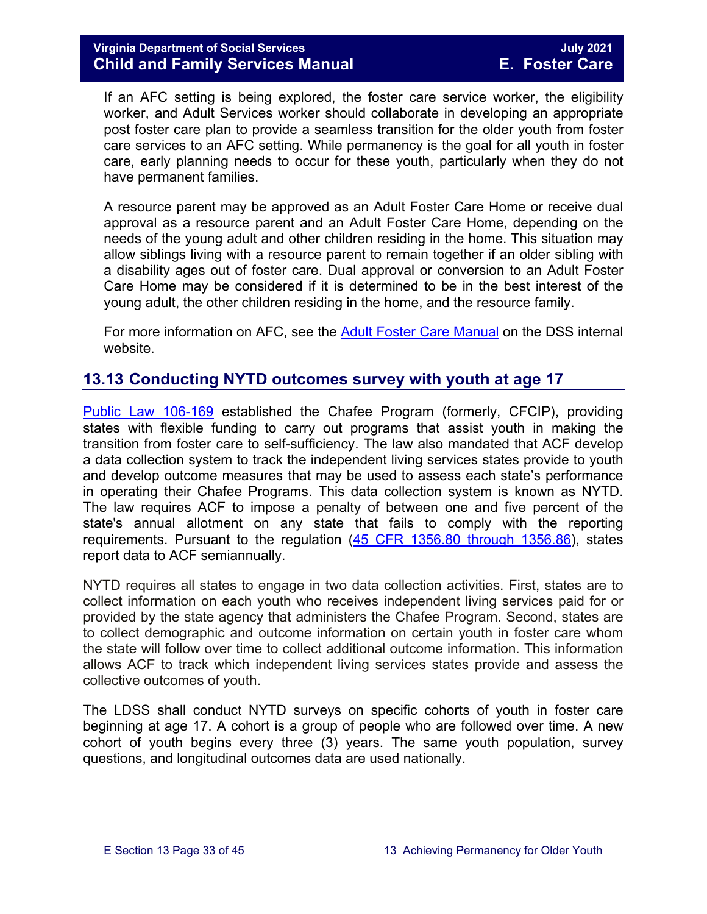If an AFC setting is being explored, the foster care service worker, the eligibility worker, and Adult Services worker should collaborate in developing an appropriate post foster care plan to provide a seamless transition for the older youth from foster care services to an AFC setting. While permanency is the goal for all youth in foster care, early planning needs to occur for these youth, particularly when they do not have permanent families.

A resource parent may be approved as an Adult Foster Care Home or receive dual approval as a resource parent and an Adult Foster Care Home, depending on the needs of the young adult and other children residing in the home. This situation may allow siblings living with a resource parent to remain together if an older sibling with a disability ages out of foster care. Dual approval or conversion to an Adult Foster Care Home may be considered if it is determined to be in the best interest of the young adult, the other children residing in the home, and the resource family.

For more information on AFC, see the Adult Foster Care Manual on the DSS internal website.

## 13.13 Conducting NYTD outcomes survey with youth at age 17

Public Law 106-169 established the Chafee Program (formerly, CFCIP), providing states with flexible funding to carry out programs that assist youth in making the transition from foster care to self-sufficiency. The law also mandated that ACF develop a data collection system to track the independent living services states provide to youth and develop outcome measures that may be used to assess each state's performance in operating their Chafee Programs. This data collection system is known as NYTD. The law requires ACF to impose a penalty of between one and five percent of the state's annual allotment on any state that fails to comply with the reporting requirements. Pursuant to the regulation (45 CFR 1356.80 through 1356.86), states report data to ACF semiannually.

NYTD requires all states to engage in two data collection activities. First, states are to collect information on each youth who receives independent living services paid for or provided by the state agency that administers the Chafee Program. Second, states are to collect demographic and outcome information on certain youth in foster care whom the state will follow over time to collect additional outcome information. This information allows ACF to track which independent living services states provide and assess the collective outcomes of youth.

The LDSS shall conduct NYTD surveys on specific cohorts of youth in foster care beginning at age 17. A cohort is a group of people who are followed over time. A new cohort of youth begins every three (3) years. The same youth population, survey questions, and longitudinal outcomes data are used nationally.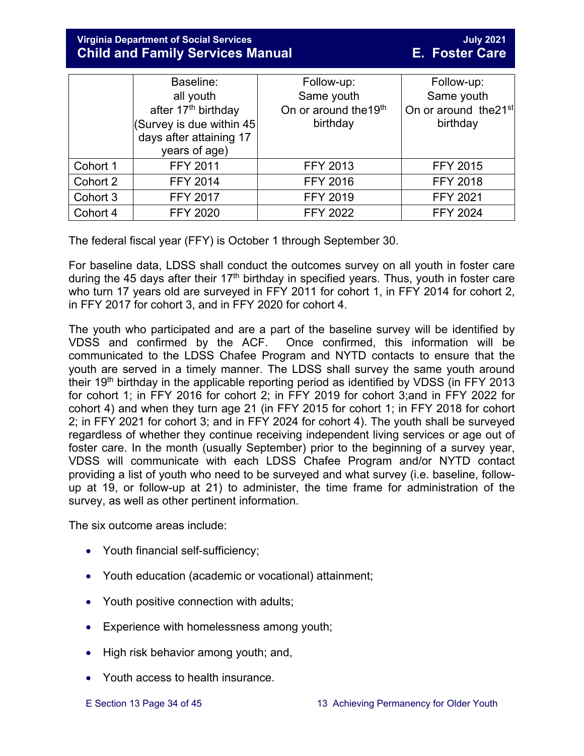| | Baseline: all youth after 17th birthday (Survey is due within 45 days after attaining 17 years of age) | Follow-up: Same youth On or around the19th birthday | Follow-up: Same youth On or around the21st birthday |
|---|---|---|---|
| Cohort 1 | FFY 2011 | FFY 2013 | FFY 2015 |
| Cohort 2 | FFY 2014 | FFY 2016 | FFY 2018 |
| Cohort 3 | FFY 2017 | FFY 2019 | FFY 2021 |
| Cohort 4 | FFY 2020 | FFY 2022 | FFY 2024 |

The federal fiscal year (FFY) is October 1 through September 30.

For baseline data, LDSS shall conduct the outcomes survey on all youth in foster care during the 45 days after their 17th birthday in specified years. Thus, youth in foster care who turn 17 years old are surveyed in FFY 2011 for cohort 1, in FFY 2014 for cohort 2, in FFY 2017 for cohort 3, and in FFY 2020 for cohort 4.

The youth who participated and are a part of the baseline survey will be identified by VDSS and confirmed by the ACF. Once confirmed, this information will be communicated to the LDSS Chafee Program and NYTD contacts to ensure that the youth are served in a timely manner. The LDSS shall survey the same youth around their 19th birthday in the applicable reporting period as identified by VDSS (in FFY 2013 for cohort 1; in FFY 2016 for cohort 2; in FFY 2019 for cohort 3;and in FFY 2022 for cohort 4) and when they turn age 21 (in FFY 2015 for cohort 1; in FFY 2018 for cohort 2; in FFY 2021 for cohort 3; and in FFY 2024 for cohort 4). The youth shall be surveyed regardless of whether they continue receiving independent living services or age out of foster care. In the month (usually September) prior to the beginning of a survey year, VDSS will communicate with each LDSS Chafee Program and/or NYTD contact providing a list of youth who need to be surveyed and what survey (i.e. baseline, follow-up at 19, or follow-up at 21) to administer, the time frame for administration of the survey, as well as other pertinent information.

The six outcome areas include:

- Youth financial self-sufficiency;
- Youth education (academic or vocational) attainment;
- Youth positive connection with adults;
- Experience with homelessness among youth;
- High risk behavior among youth; and,
- Youth access to health insurance.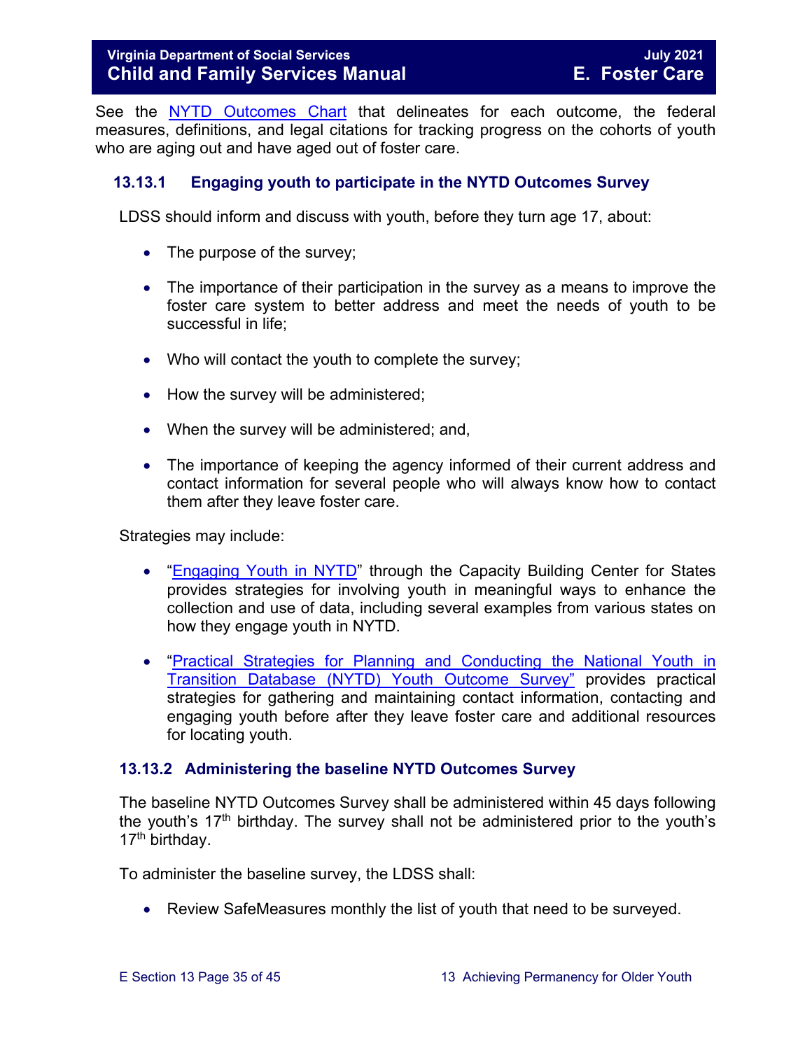See the [NYTD Outcomes Chart](#) that delineates for each outcome, the federal measures, definitions, and legal citations for tracking progress on the cohorts of youth who are aging out and have aged out of foster care.

### 13.13.1 Engaging youth to participate in the NYTD Outcomes Survey

LDSS should inform and discuss with youth, before they turn age 17, about:

- The purpose of the survey;
- The importance of their participation in the survey as a means to improve the foster care system to better address and meet the needs of youth to be successful in life;
- Who will contact the youth to complete the survey;
- How the survey will be administered;
- When the survey will be administered; and,
- The importance of keeping the agency informed of their current address and contact information for several people who will always know how to contact them after they leave foster care.

Strategies may include:

- "[Engaging Youth in NYTD](#)" through the Capacity Building Center for States provides strategies for involving youth in meaningful ways to enhance the collection and use of data, including several examples from various states on how they engage youth in NYTD.
- "[Practical Strategies for Planning and Conducting the National Youth in Transition Database (NYTD) Youth Outcome Survey"](#) provides practical strategies for gathering and maintaining contact information, contacting and engaging youth before after they leave foster care and additional resources for locating youth.

### 13.13.2 Administering the baseline NYTD Outcomes Survey

The baseline NYTD Outcomes Survey shall be administered within 45 days following the youth's 17th birthday. The survey shall not be administered prior to the youth's 17th birthday.

To administer the baseline survey, the LDSS shall:

- Review SafeMeasures monthly the list of youth that need to be surveyed.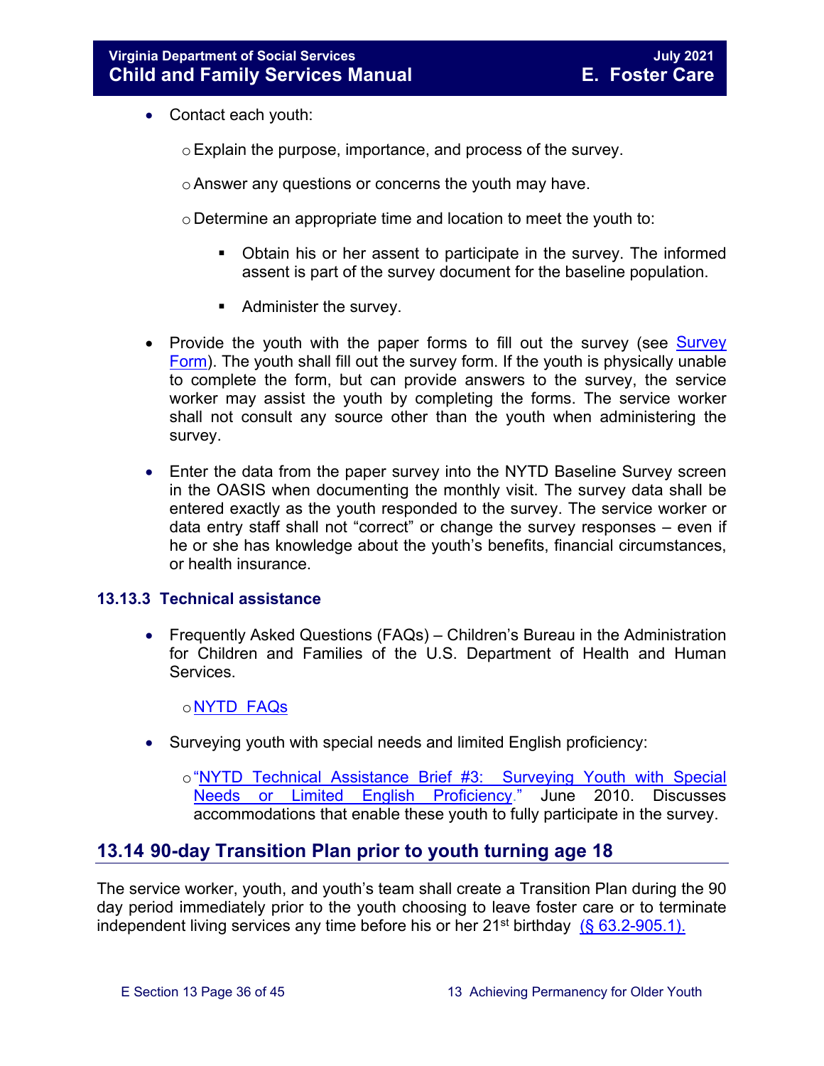- Contact each youth:
  - Explain the purpose, importance, and process of the survey.
  - Answer any questions or concerns the youth may have.
  - Determine an appropriate time and location to meet the youth to:
    - Obtain his or her assent to participate in the survey. The informed assent is part of the survey document for the baseline population.
    - Administer the survey.
- Provide the youth with the paper forms to fill out the survey (see Survey Form). The youth shall fill out the survey form. If the youth is physically unable to complete the form, but can provide answers to the survey, the service worker may assist the youth by completing the forms. The service worker shall not consult any source other than the youth when administering the survey.
- Enter the data from the paper survey into the NYTD Baseline Survey screen in the OASIS when documenting the monthly visit. The survey data shall be entered exactly as the youth responded to the survey. The service worker or data entry staff shall not "correct" or change the survey responses – even if he or she has knowledge about the youth's benefits, financial circumstances, or health insurance.

### 13.13.3 Technical assistance

- Frequently Asked Questions (FAQs) – Children's Bureau in the Administration for Children and Families of the U.S. Department of Health and Human Services.
  - NYTD FAQs
- Surveying youth with special needs and limited English proficiency:
  - "NYTD Technical Assistance Brief #3: Surveying Youth with Special Needs or Limited English Proficiency." June 2010. Discusses accommodations that enable these youth to fully participate in the survey.

## 13.14 90-day Transition Plan prior to youth turning age 18

The service worker, youth, and youth's team shall create a Transition Plan during the 90 day period immediately prior to the youth choosing to leave foster care or to terminate independent living services any time before his or her 21st birthday (§ 63.2-905.1).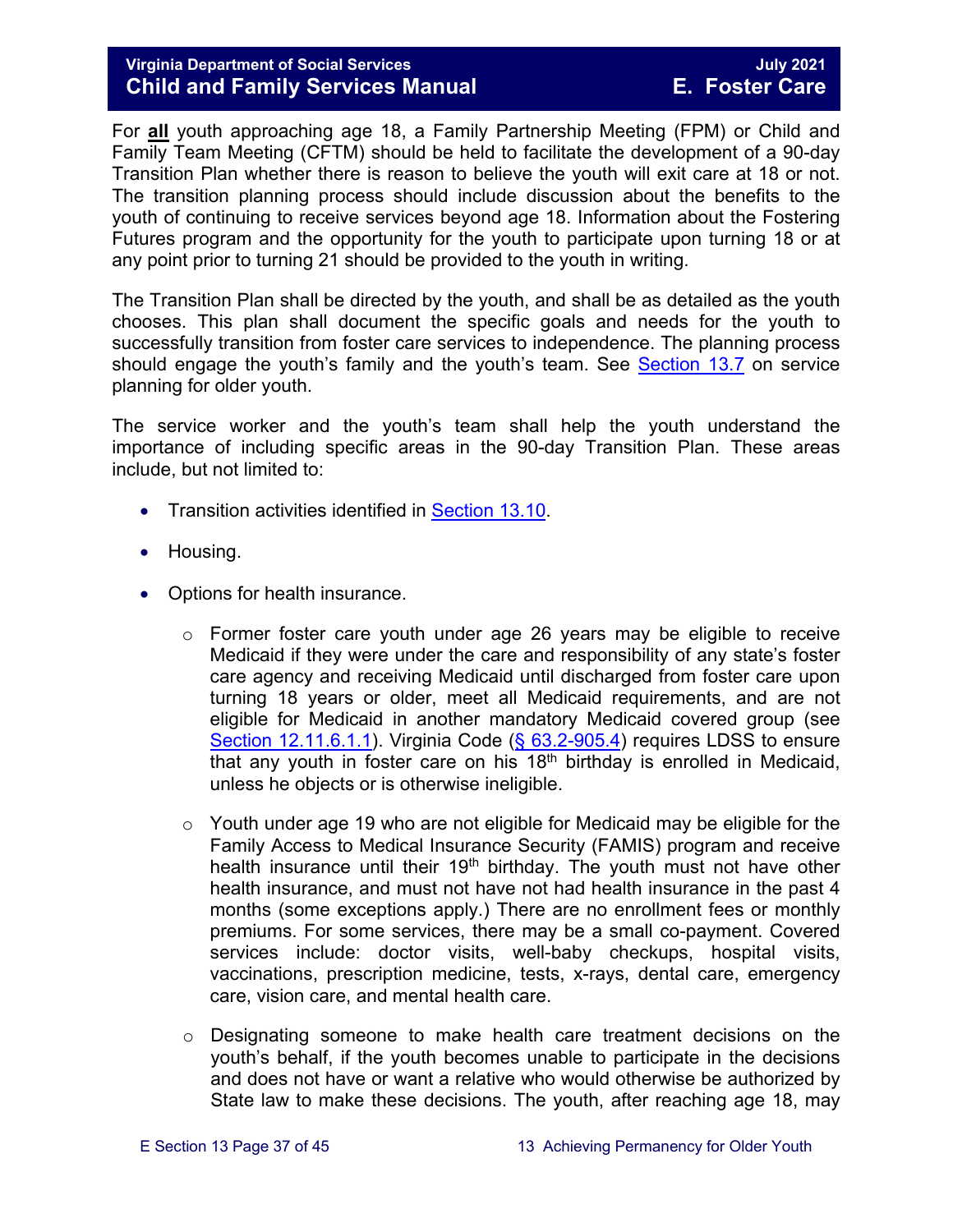For **all** youth approaching age 18, a Family Partnership Meeting (FPM) or Child and Family Team Meeting (CFTM) should be held to facilitate the development of a 90-day Transition Plan whether there is reason to believe the youth will exit care at 18 or not. The transition planning process should include discussion about the benefits to the youth of continuing to receive services beyond age 18. Information about the Fostering Futures program and the opportunity for the youth to participate upon turning 18 or at any point prior to turning 21 should be provided to the youth in writing.

The Transition Plan shall be directed by the youth, and shall be as detailed as the youth chooses. This plan shall document the specific goals and needs for the youth to successfully transition from foster care services to independence. The planning process should engage the youth's family and the youth's team. See Section 13.7 on service planning for older youth.

The service worker and the youth's team shall help the youth understand the importance of including specific areas in the 90-day Transition Plan. These areas include, but not limited to:

- Transition activities identified in Section 13.10.
- Housing.
- Options for health insurance.
  - Former foster care youth under age 26 years may be eligible to receive Medicaid if they were under the care and responsibility of any state's foster care agency and receiving Medicaid until discharged from foster care upon turning 18 years or older, meet all Medicaid requirements, and are not eligible for Medicaid in another mandatory Medicaid covered group (see Section 12.11.6.1.1). Virginia Code (§ 63.2-905.4) requires LDSS to ensure that any youth in foster care on his 18th birthday is enrolled in Medicaid, unless he objects or is otherwise ineligible.
  - Youth under age 19 who are not eligible for Medicaid may be eligible for the Family Access to Medical Insurance Security (FAMIS) program and receive health insurance until their 19th birthday. The youth must not have other health insurance, and must not have not had health insurance in the past 4 months (some exceptions apply.) There are no enrollment fees or monthly premiums. For some services, there may be a small co-payment. Covered services include: doctor visits, well-baby checkups, hospital visits, vaccinations, prescription medicine, tests, x-rays, dental care, emergency care, vision care, and mental health care.
  - Designating someone to make health care treatment decisions on the youth's behalf, if the youth becomes unable to participate in the decisions and does not have or want a relative who would otherwise be authorized by State law to make these decisions. The youth, after reaching age 18, may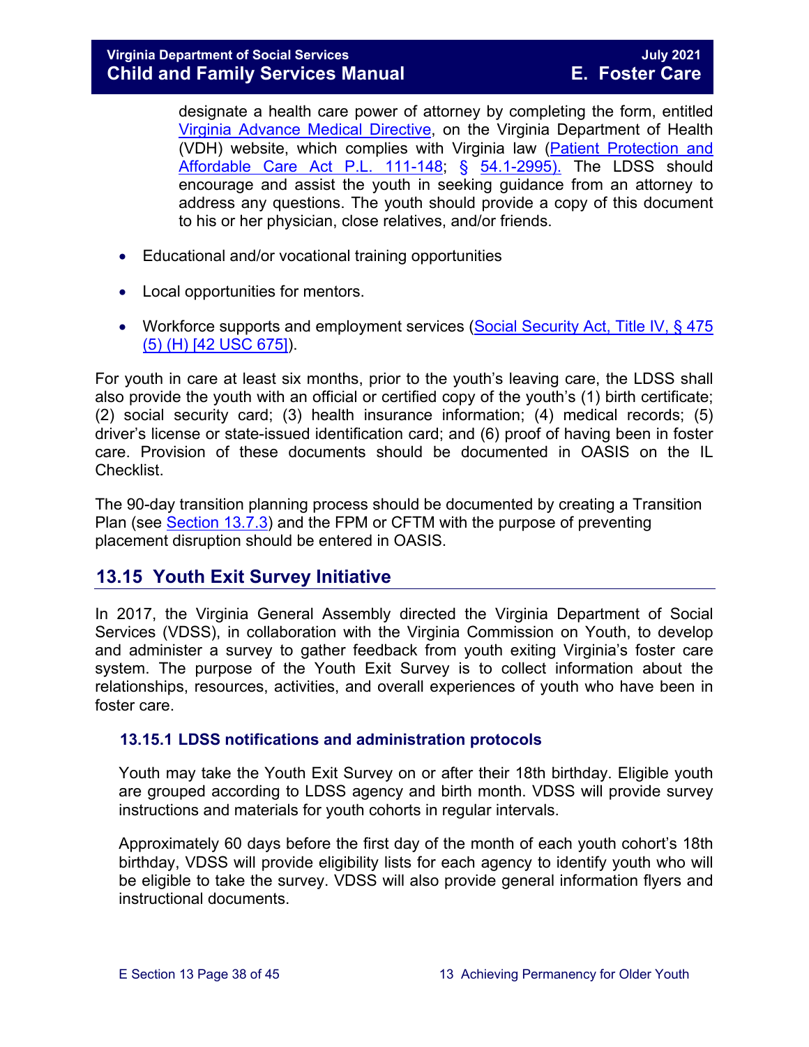designate a health care power of attorney by completing the form, entitled Virginia Advance Medical Directive, on the Virginia Department of Health (VDH) website, which complies with Virginia law (Patient Protection and Affordable Care Act P.L. 111-148; § 54.1-2995). The LDSS should encourage and assist the youth in seeking guidance from an attorney to address any questions. The youth should provide a copy of this document to his or her physician, close relatives, and/or friends.

- Educational and/or vocational training opportunities
- Local opportunities for mentors.
- Workforce supports and employment services (Social Security Act, Title IV, § 475 (5) (H) [42 USC 675]).

For youth in care at least six months, prior to the youth's leaving care, the LDSS shall also provide the youth with an official or certified copy of the youth's (1) birth certificate; (2) social security card; (3) health insurance information; (4) medical records; (5) driver's license or state-issued identification card; and (6) proof of having been in foster care. Provision of these documents should be documented in OASIS on the IL Checklist.

The 90-day transition planning process should be documented by creating a Transition Plan (see Section 13.7.3) and the FPM or CFTM with the purpose of preventing placement disruption should be entered in OASIS.

## 13.15 Youth Exit Survey Initiative

In 2017, the Virginia General Assembly directed the Virginia Department of Social Services (VDSS), in collaboration with the Virginia Commission on Youth, to develop and administer a survey to gather feedback from youth exiting Virginia's foster care system. The purpose of the Youth Exit Survey is to collect information about the relationships, resources, activities, and overall experiences of youth who have been in foster care.

### 13.15.1 LDSS notifications and administration protocols

Youth may take the Youth Exit Survey on or after their 18th birthday. Eligible youth are grouped according to LDSS agency and birth month. VDSS will provide survey instructions and materials for youth cohorts in regular intervals.

Approximately 60 days before the first day of the month of each youth cohort's 18th birthday, VDSS will provide eligibility lists for each agency to identify youth who will be eligible to take the survey. VDSS will also provide general information flyers and instructional documents.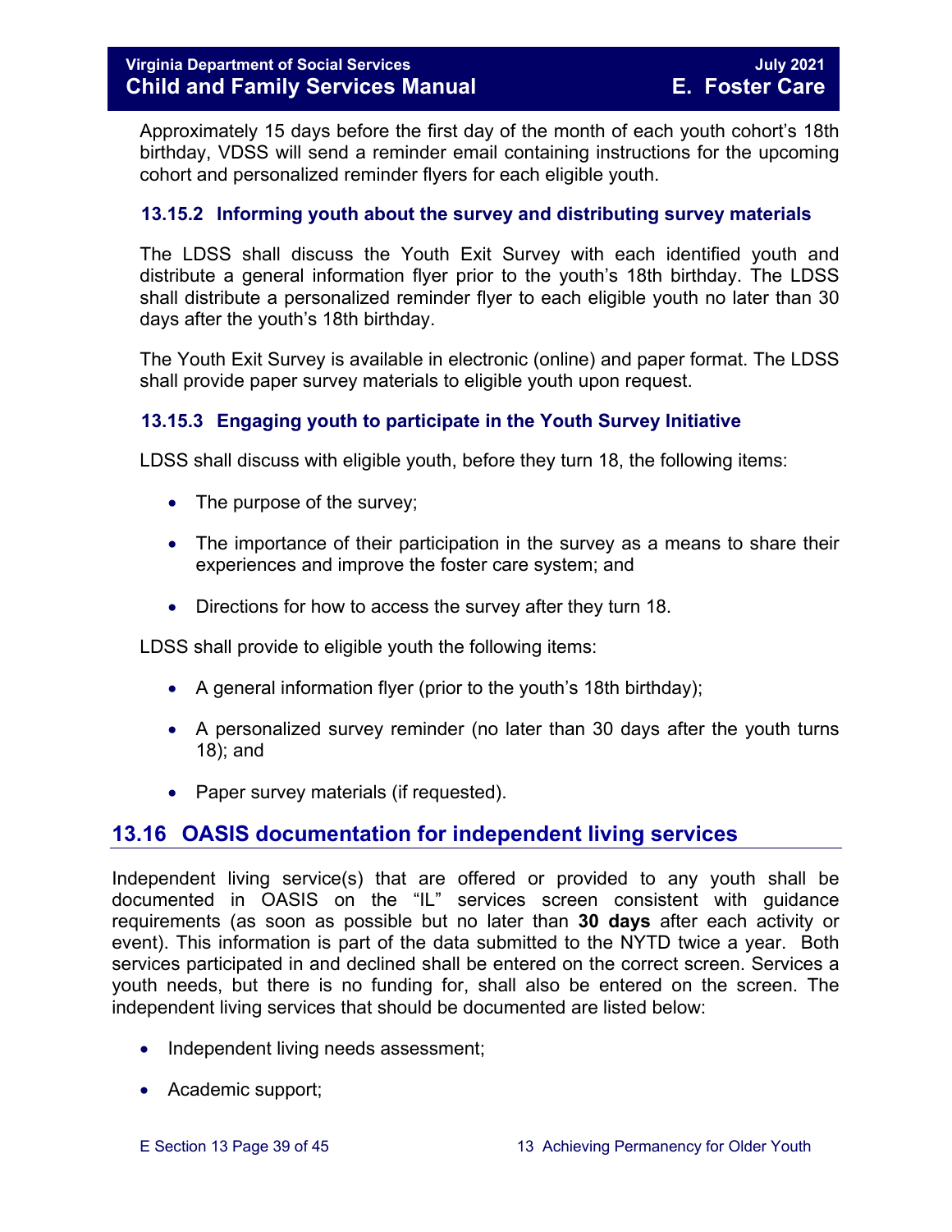Approximately 15 days before the first day of the month of each youth cohort's 18th birthday, VDSS will send a reminder email containing instructions for the upcoming cohort and personalized reminder flyers for each eligible youth.

### 13.15.2 Informing youth about the survey and distributing survey materials

The LDSS shall discuss the Youth Exit Survey with each identified youth and distribute a general information flyer prior to the youth's 18th birthday. The LDSS shall distribute a personalized reminder flyer to each eligible youth no later than 30 days after the youth's 18th birthday.

The Youth Exit Survey is available in electronic (online) and paper format. The LDSS shall provide paper survey materials to eligible youth upon request.

### 13.15.3 Engaging youth to participate in the Youth Survey Initiative

LDSS shall discuss with eligible youth, before they turn 18, the following items:

- The purpose of the survey;
- The importance of their participation in the survey as a means to share their experiences and improve the foster care system; and
- Directions for how to access the survey after they turn 18.

LDSS shall provide to eligible youth the following items:

- A general information flyer (prior to the youth's 18th birthday);
- A personalized survey reminder (no later than 30 days after the youth turns 18); and
- Paper survey materials (if requested).

## 13.16 OASIS documentation for independent living services

Independent living service(s) that are offered or provided to any youth shall be documented in OASIS on the "IL" services screen consistent with guidance requirements (as soon as possible but no later than **30 days** after each activity or event). This information is part of the data submitted to the NYTD twice a year. Both services participated in and declined shall be entered on the correct screen. Services a youth needs, but there is no funding for, shall also be entered on the screen. The independent living services that should be documented are listed below:

- Independent living needs assessment;
- Academic support;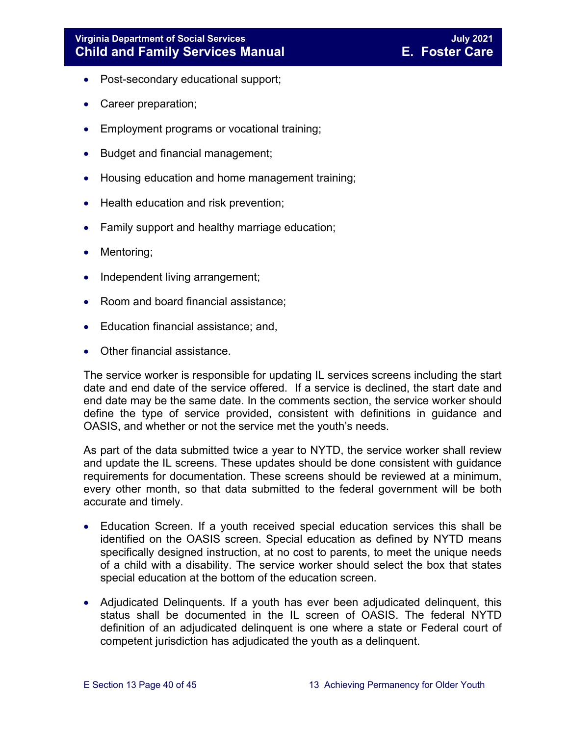- Post-secondary educational support;
- Career preparation;
- Employment programs or vocational training;
- Budget and financial management;
- Housing education and home management training;
- Health education and risk prevention;
- Family support and healthy marriage education;
- Mentoring;
- Independent living arrangement;
- Room and board financial assistance;
- Education financial assistance; and,
- Other financial assistance.

The service worker is responsible for updating IL services screens including the start date and end date of the service offered. If a service is declined, the start date and end date may be the same date. In the comments section, the service worker should define the type of service provided, consistent with definitions in guidance and OASIS, and whether or not the service met the youth's needs.

As part of the data submitted twice a year to NYTD, the service worker shall review and update the IL screens. These updates should be done consistent with guidance requirements for documentation. These screens should be reviewed at a minimum, every other month, so that data submitted to the federal government will be both accurate and timely.

- Education Screen. If a youth received special education services this shall be identified on the OASIS screen. Special education as defined by NYTD means specifically designed instruction, at no cost to parents, to meet the unique needs of a child with a disability. The service worker should select the box that states special education at the bottom of the education screen.
- Adjudicated Delinquents. If a youth has ever been adjudicated delinquent, this status shall be documented in the IL screen of OASIS. The federal NYTD definition of an adjudicated delinquent is one where a state or Federal court of competent jurisdiction has adjudicated the youth as a delinquent.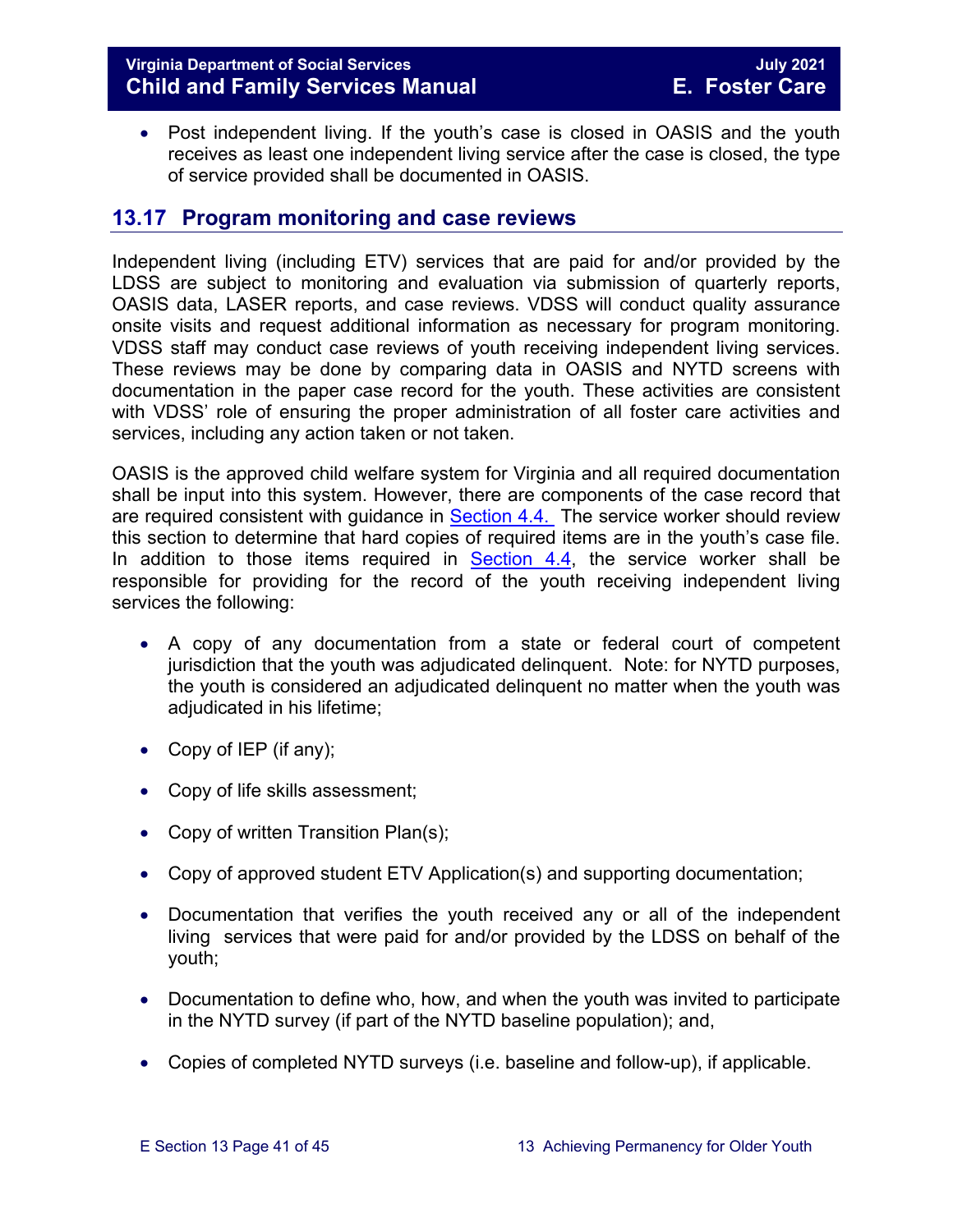- Post independent living. If the youth's case is closed in OASIS and the youth receives as least one independent living service after the case is closed, the type of service provided shall be documented in OASIS.

## 13.17 Program monitoring and case reviews

Independent living (including ETV) services that are paid for and/or provided by the LDSS are subject to monitoring and evaluation via submission of quarterly reports, OASIS data, LASER reports, and case reviews. VDSS will conduct quality assurance onsite visits and request additional information as necessary for program monitoring. VDSS staff may conduct case reviews of youth receiving independent living services. These reviews may be done by comparing data in OASIS and NYTD screens with documentation in the paper case record for the youth. These activities are consistent with VDSS' role of ensuring the proper administration of all foster care activities and services, including any action taken or not taken.

OASIS is the approved child welfare system for Virginia and all required documentation shall be input into this system. However, there are components of the case record that are required consistent with guidance in Section 4.4. The service worker should review this section to determine that hard copies of required items are in the youth's case file. In addition to those items required in Section 4.4, the service worker shall be responsible for providing for the record of the youth receiving independent living services the following:

- A copy of any documentation from a state or federal court of competent jurisdiction that the youth was adjudicated delinquent. Note: for NYTD purposes, the youth is considered an adjudicated delinquent no matter when the youth was adjudicated in his lifetime;
- Copy of IEP (if any);
- Copy of life skills assessment;
- Copy of written Transition Plan(s);
- Copy of approved student ETV Application(s) and supporting documentation;
- Documentation that verifies the youth received any or all of the independent living services that were paid for and/or provided by the LDSS on behalf of the youth;
- Documentation to define who, how, and when the youth was invited to participate in the NYTD survey (if part of the NYTD baseline population); and,
- Copies of completed NYTD surveys (i.e. baseline and follow-up), if applicable.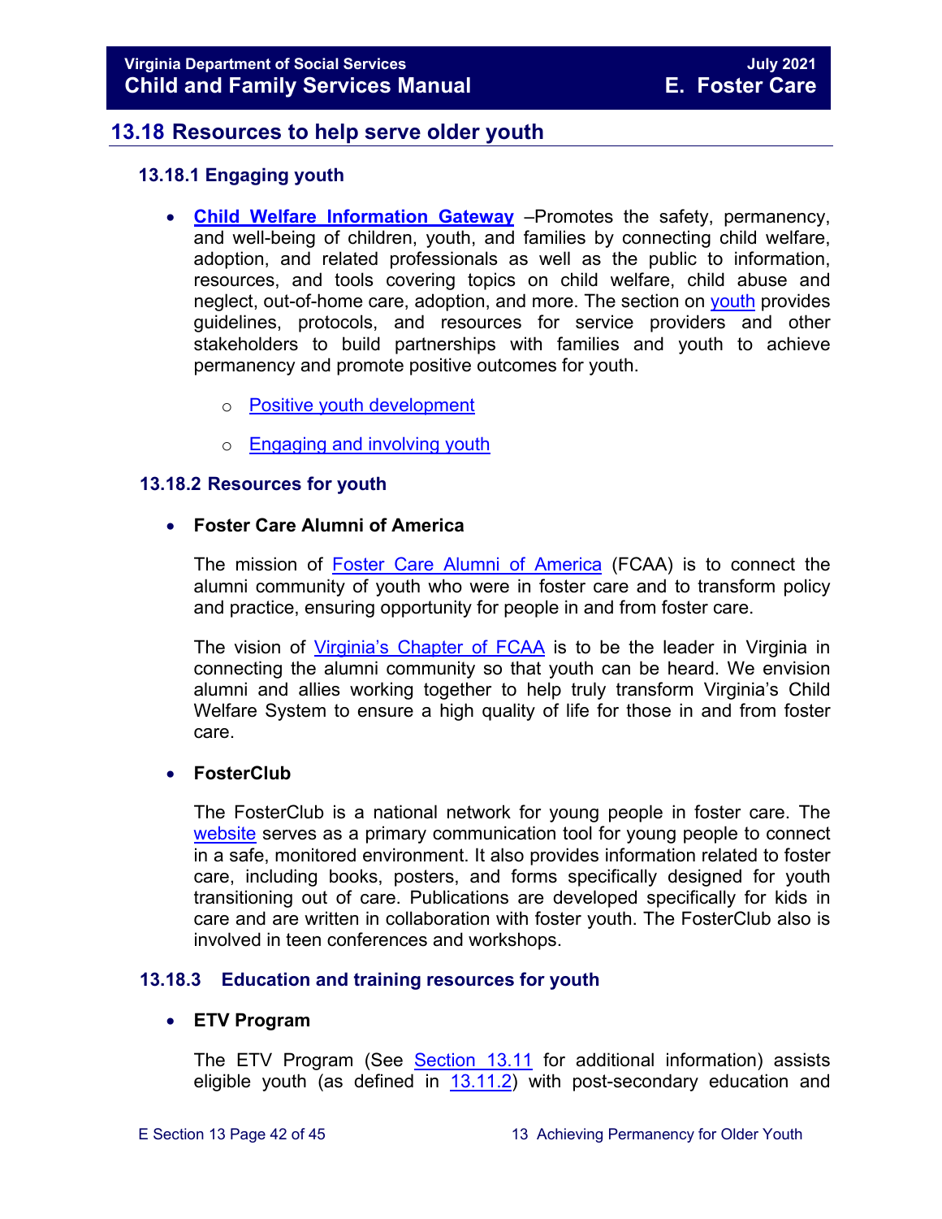## 13.18 Resources to help serve older youth

### 13.18.1 Engaging youth

- **Child Welfare Information Gateway** –Promotes the safety, permanency, and well-being of children, youth, and families by connecting child welfare, adoption, and related professionals as well as the public to information, resources, and tools covering topics on child welfare, child abuse and neglect, out-of-home care, adoption, and more. The section on youth provides guidelines, protocols, and resources for service providers and other stakeholders to build partnerships with families and youth to achieve permanency and promote positive outcomes for youth.
    - Positive youth development
    - Engaging and involving youth

### 13.18.2 Resources for youth

- **Foster Care Alumni of America**

  The mission of Foster Care Alumni of America (FCAA) is to connect the alumni community of youth who were in foster care and to transform policy and practice, ensuring opportunity for people in and from foster care.

  The vision of Virginia's Chapter of FCAA is to be the leader in Virginia in connecting the alumni community so that youth can be heard. We envision alumni and allies working together to help truly transform Virginia's Child Welfare System to ensure a high quality of life for those in and from foster care.

- **FosterClub**

  The FosterClub is a national network for young people in foster care. The website serves as a primary communication tool for young people to connect in a safe, monitored environment. It also provides information related to foster care, including books, posters, and forms specifically designed for youth transitioning out of care. Publications are developed specifically for kids in care and are written in collaboration with foster youth. The FosterClub also is involved in teen conferences and workshops.

### 13.18.3 Education and training resources for youth

- **ETV Program**

  The ETV Program (See Section 13.11 for additional information) assists eligible youth (as defined in 13.11.2) with post-secondary education and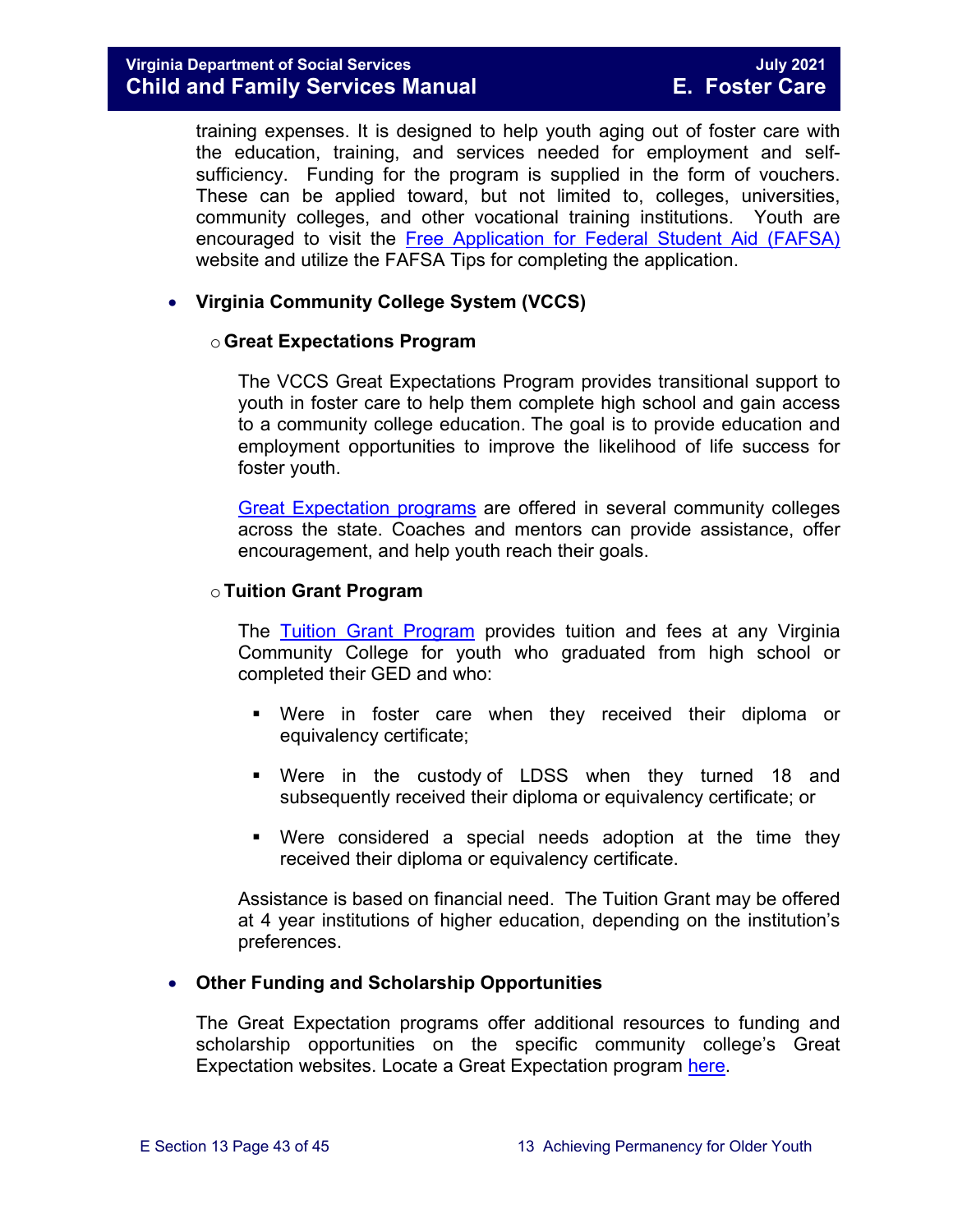training expenses. It is designed to help youth aging out of foster care with the education, training, and services needed for employment and self-sufficiency. Funding for the program is supplied in the form of vouchers. These can be applied toward, but not limited to, colleges, universities, community colleges, and other vocational training institutions. Youth are encouraged to visit the Free Application for Federal Student Aid (FAFSA) website and utilize the FAFSA Tips for completing the application.

- **Virginia Community College System (VCCS)**

  - **Great Expectations Program**

    The VCCS Great Expectations Program provides transitional support to youth in foster care to help them complete high school and gain access to a community college education. The goal is to provide education and employment opportunities to improve the likelihood of life success for foster youth.

    Great Expectation programs are offered in several community colleges across the state. Coaches and mentors can provide assistance, offer encouragement, and help youth reach their goals.

  - **Tuition Grant Program**

    The Tuition Grant Program provides tuition and fees at any Virginia Community College for youth who graduated from high school or completed their GED and who:

    - Were in foster care when they received their diploma or equivalency certificate;
    - Were in the custody of LDSS when they turned 18 and subsequently received their diploma or equivalency certificate; or
    - Were considered a special needs adoption at the time they received their diploma or equivalency certificate.

    Assistance is based on financial need. The Tuition Grant may be offered at 4 year institutions of higher education, depending on the institution's preferences.

- **Other Funding and Scholarship Opportunities**

  The Great Expectation programs offer additional resources to funding and scholarship opportunities on the specific community college's Great Expectation websites. Locate a Great Expectation program here.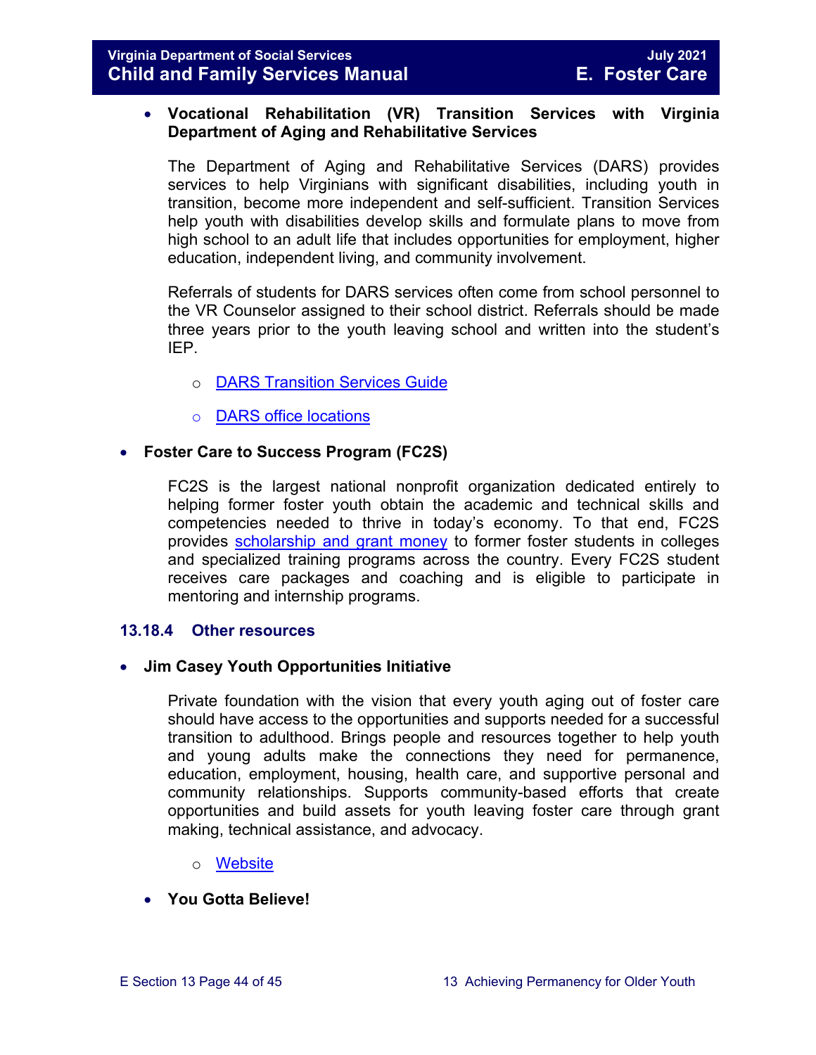- **Vocational Rehabilitation (VR) Transition Services with Virginia Department of Aging and Rehabilitative Services**

  The Department of Aging and Rehabilitative Services (DARS) provides services to help Virginians with significant disabilities, including youth in transition, become more independent and self-sufficient. Transition Services help youth with disabilities develop skills and formulate plans to move from high school to an adult life that includes opportunities for employment, higher education, independent living, and community involvement.

  Referrals of students for DARS services often come from school personnel to the VR Counselor assigned to their school district. Referrals should be made three years prior to the youth leaving school and written into the student's IEP.

  - DARS Transition Services Guide
  - DARS office locations

- **Foster Care to Success Program (FC2S)**

  FC2S is the largest national nonprofit organization dedicated entirely to helping former foster youth obtain the academic and technical skills and competencies needed to thrive in today's economy. To that end, FC2S provides scholarship and grant money to former foster students in colleges and specialized training programs across the country. Every FC2S student receives care packages and coaching and is eligible to participate in mentoring and internship programs.

### 13.18.4 Other resources

- **Jim Casey Youth Opportunities Initiative**

  Private foundation with the vision that every youth aging out of foster care should have access to the opportunities and supports needed for a successful transition to adulthood. Brings people and resources together to help youth and young adults make the connections they need for permanence, education, employment, housing, health care, and supportive personal and community relationships. Supports community-based efforts that create opportunities and build assets for youth leaving foster care through grant making, technical assistance, and advocacy.

  - Website

- **You Gotta Believe!**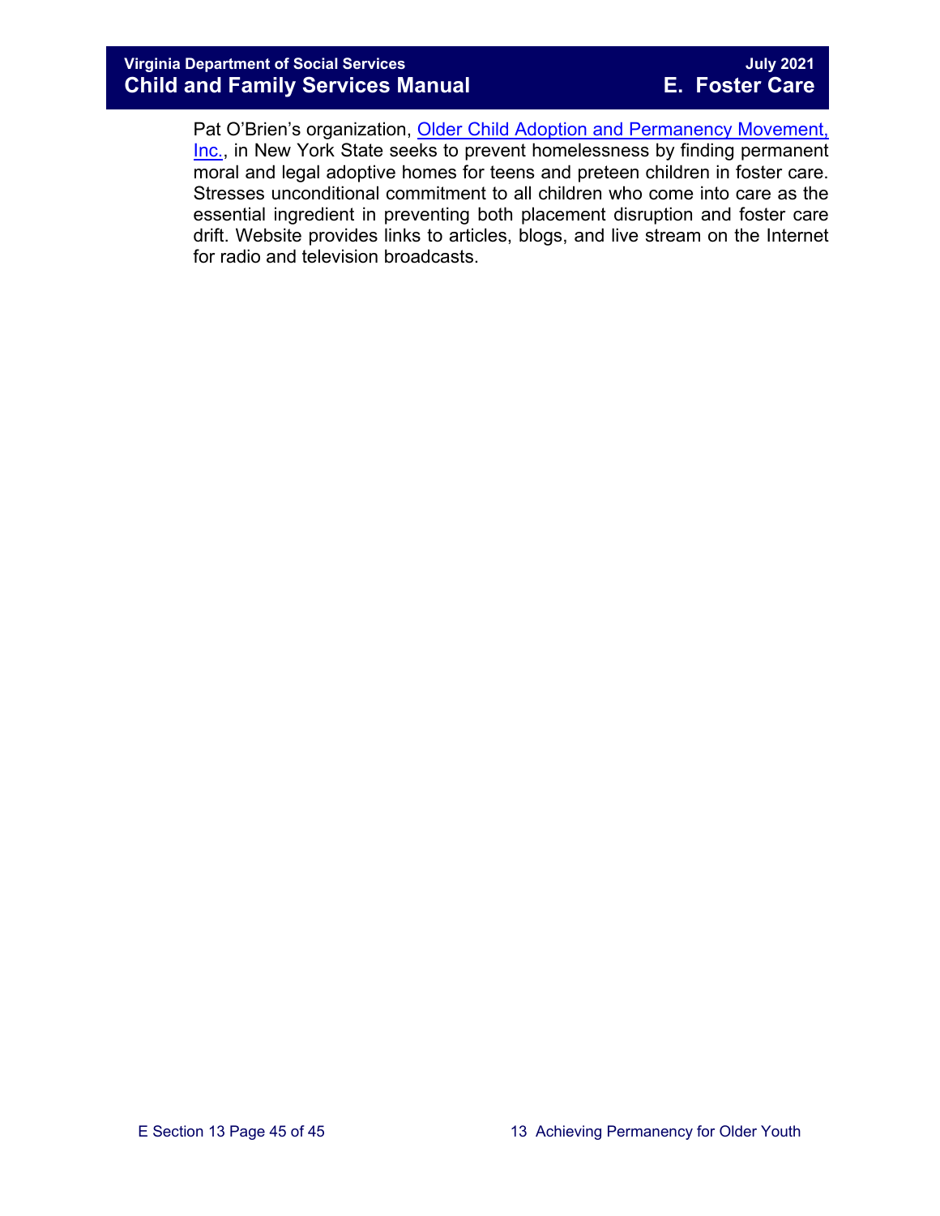Pat O'Brien's organization, Older Child Adoption and Permanency Movement, Inc., in New York State seeks to prevent homelessness by finding permanent moral and legal adoptive homes for teens and preteen children in foster care. Stresses unconditional commitment to all children who come into care as the essential ingredient in preventing both placement disruption and foster care drift. Website provides links to articles, blogs, and live stream on the Internet for radio and television broadcasts.